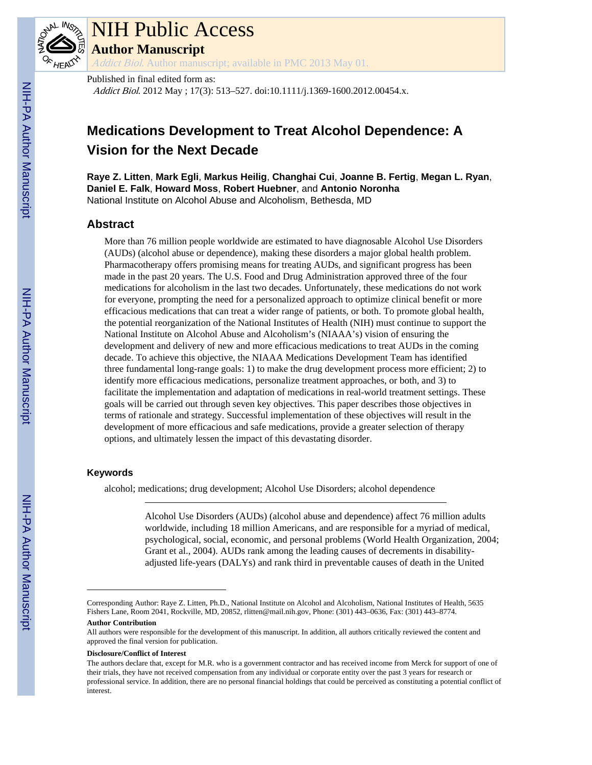# NIH Public Access

## Author Manuscript

*Addict Biol*. Author manuscript; available in PMC 2013 May 01.

Published in final edited form as:

*Addict Biol*. 2012 May ; 17(3): 513–527. doi:10.1111/j.1369-1600.2012.00454.x.

# Medications Development to Treat Alcohol Dependence: A Vision for the Next Decade

**Raye Z. Litten**, **Mark Egli**, **Markus Heilig**, **Changhai Cui**, **Joanne B. Fertig**, **Megan L. Ryan**, **Daniel E. Falk**, **Howard Moss**, **Robert Huebner**, and **Antonio Noronha**

National Institute on Alcohol Abuse and Alcoholism, Bethesda, MD

## Abstract

More than 76 million people worldwide are estimated to have diagnosable Alcohol Use Disorders (AUDs) (alcohol abuse or dependence), making these disorders a major global health problem. Pharmacotherapy offers promising means for treating AUDs, and significant progress has been made in the past 20 years. The U.S. Food and Drug Administration approved three of the four medications for alcoholism in the last two decades. Unfortunately, these medications do not work for everyone, prompting the need for a personalized approach to optimize clinical benefit or more efficacious medications that can treat a wider range of patients, or both. To promote global health, the potential reorganization of the National Institutes of Health (NIH) must continue to support the National Institute on Alcohol Abuse and Alcoholism's (NIAAA's) vision of ensuring the development and delivery of new and more efficacious medications to treat AUDs in the coming decade. To achieve this objective, the NIAAA Medications Development Team has identified three fundamental long-range goals: 1) to make the drug development process more efficient; 2) to identify more efficacious medications, personalize treatment approaches, or both, and 3) to facilitate the implementation and adaptation of medications in real-world treatment settings. These goals will be carried out through seven key objectives. This paper describes those objectives in terms of rationale and strategy. Successful implementation of these objectives will result in the development of more efficacious and safe medications, provide a greater selection of therapy options, and ultimately lessen the impact of this devastating disorder.

### Keywords

alcohol; medications; drug development; Alcohol Use Disorders; alcohol dependence

---

Alcohol Use Disorders (AUDs) (alcohol abuse and dependence) affect 76 million adults worldwide, including 18 million Americans, and are responsible for a myriad of medical, psychological, social, economic, and personal problems (World Health Organization, 2004; Grant et al., 2004). AUDs rank among the leading causes of decrements in disability-adjusted life-years (DALYs) and rank third in preventable causes of death in the United

---

Corresponding Author: Raye Z. Litten, Ph.D., National Institute on Alcohol and Alcoholism, National Institutes of Health, 5635 Fishers Lane, Room 2041, Rockville, MD, 20852, rlitten@mail.nih.gov, Phone: (301) 443–0636, Fax: (301) 443–8774.

**Author Contribution**

All authors were responsible for the development of this manuscript. In addition, all authors critically reviewed the content and approved the final version for publication.

**Disclosure/Conflict of Interest**

The authors declare that, except for M.R. who is a government contractor and has received income from Merck for support of one of their trials, they have not received compensation from any individual or corporate entity over the past 3 years for research or professional service. In addition, there are no personal financial holdings that could be perceived as constituting a potential conflict of interest.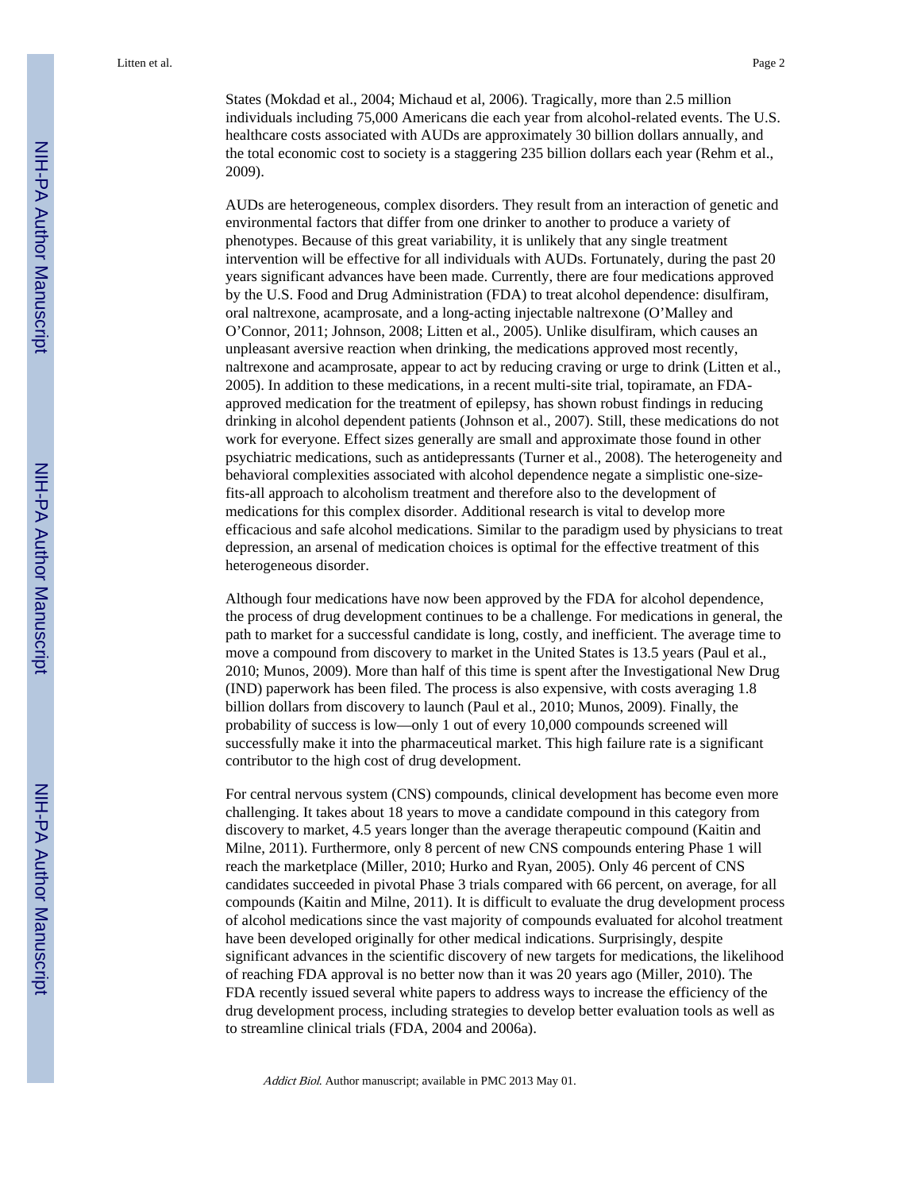States (Mokdad et al., 2004; Michaud et al, 2006). Tragically, more than 2.5 million individuals including 75,000 Americans die each year from alcohol-related events. The U.S. healthcare costs associated with AUDs are approximately 30 billion dollars annually, and the total economic cost to society is a staggering 235 billion dollars each year (Rehm et al., 2009).

AUDs are heterogeneous, complex disorders. They result from an interaction of genetic and environmental factors that differ from one drinker to another to produce a variety of phenotypes. Because of this great variability, it is unlikely that any single treatment intervention will be effective for all individuals with AUDs. Fortunately, during the past 20 years significant advances have been made. Currently, there are four medications approved by the U.S. Food and Drug Administration (FDA) to treat alcohol dependence: disulfiram, oral naltrexone, acamprosate, and a long-acting injectable naltrexone (O'Malley and O'Connor, 2011; Johnson, 2008; Litten et al., 2005). Unlike disulfiram, which causes an unpleasant aversive reaction when drinking, the medications approved most recently, naltrexone and acamprosate, appear to act by reducing craving or urge to drink (Litten et al., 2005). In addition to these medications, in a recent multi-site trial, topiramate, an FDA-approved medication for the treatment of epilepsy, has shown robust findings in reducing drinking in alcohol dependent patients (Johnson et al., 2007). Still, these medications do not work for everyone. Effect sizes generally are small and approximate those found in other psychiatric medications, such as antidepressants (Turner et al., 2008). The heterogeneity and behavioral complexities associated with alcohol dependence negate a simplistic one-size-fits-all approach to alcoholism treatment and therefore also to the development of medications for this complex disorder. Additional research is vital to develop more efficacious and safe alcohol medications. Similar to the paradigm used by physicians to treat depression, an arsenal of medication choices is optimal for the effective treatment of this heterogeneous disorder.

Although four medications have now been approved by the FDA for alcohol dependence, the process of drug development continues to be a challenge. For medications in general, the path to market for a successful candidate is long, costly, and inefficient. The average time to move a compound from discovery to market in the United States is 13.5 years (Paul et al., 2010; Munos, 2009). More than half of this time is spent after the Investigational New Drug (IND) paperwork has been filed. The process is also expensive, with costs averaging 1.8 billion dollars from discovery to launch (Paul et al., 2010; Munos, 2009). Finally, the probability of success is low—only 1 out of every 10,000 compounds screened will successfully make it into the pharmaceutical market. This high failure rate is a significant contributor to the high cost of drug development.

For central nervous system (CNS) compounds, clinical development has become even more challenging. It takes about 18 years to move a candidate compound in this category from discovery to market, 4.5 years longer than the average therapeutic compound (Kaitin and Milne, 2011). Furthermore, only 8 percent of new CNS compounds entering Phase 1 will reach the marketplace (Miller, 2010; Hurko and Ryan, 2005). Only 46 percent of CNS candidates succeeded in pivotal Phase 3 trials compared with 66 percent, on average, for all compounds (Kaitin and Milne, 2011). It is difficult to evaluate the drug development process of alcohol medications since the vast majority of compounds evaluated for alcohol treatment have been developed originally for other medical indications. Surprisingly, despite significant advances in the scientific discovery of new targets for medications, the likelihood of reaching FDA approval is no better now than it was 20 years ago (Miller, 2010). The FDA recently issued several white papers to address ways to increase the efficiency of the drug development process, including strategies to develop better evaluation tools as well as to streamline clinical trials (FDA, 2004 and 2006a).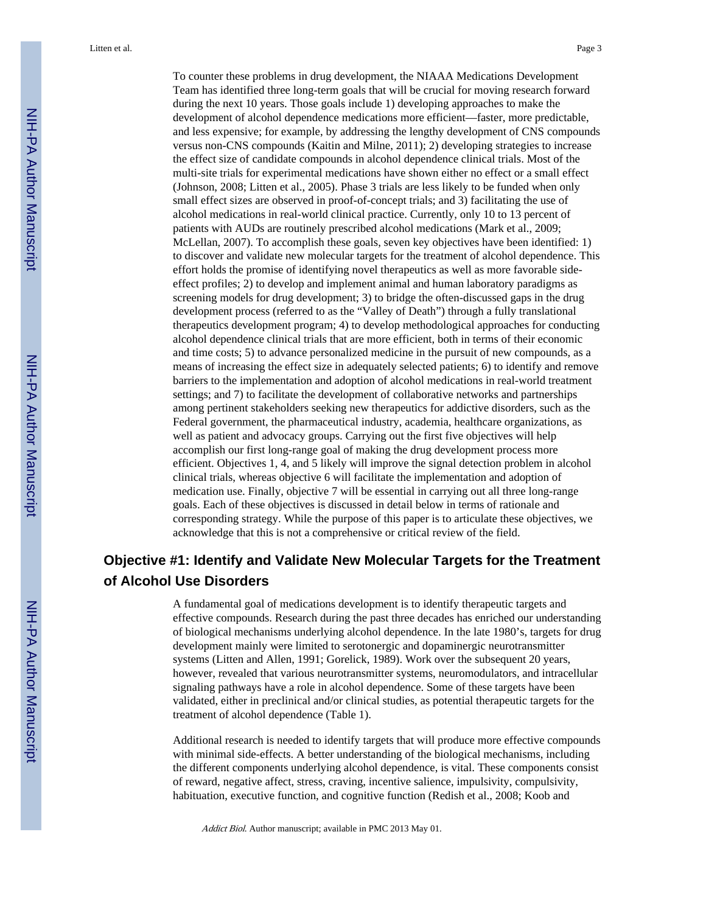To counter these problems in drug development, the NIAAA Medications Development Team has identified three long-term goals that will be crucial for moving research forward during the next 10 years. Those goals include 1) developing approaches to make the development of alcohol dependence medications more efficient—faster, more predictable, and less expensive; for example, by addressing the lengthy development of CNS compounds versus non-CNS compounds (Kaitin and Milne, 2011); 2) developing strategies to increase the effect size of candidate compounds in alcohol dependence clinical trials. Most of the multi-site trials for experimental medications have shown either no effect or a small effect (Johnson, 2008; Litten et al., 2005). Phase 3 trials are less likely to be funded when only small effect sizes are observed in proof-of-concept trials; and 3) facilitating the use of alcohol medications in real-world clinical practice. Currently, only 10 to 13 percent of patients with AUDs are routinely prescribed alcohol medications (Mark et al., 2009; McLellan, 2007). To accomplish these goals, seven key objectives have been identified: 1) to discover and validate new molecular targets for the treatment of alcohol dependence. This effort holds the promise of identifying novel therapeutics as well as more favorable side-effect profiles; 2) to develop and implement animal and human laboratory paradigms as screening models for drug development; 3) to bridge the often-discussed gaps in the drug development process (referred to as the "Valley of Death") through a fully translational therapeutics development program; 4) to develop methodological approaches for conducting alcohol dependence clinical trials that are more efficient, both in terms of their economic and time costs; 5) to advance personalized medicine in the pursuit of new compounds, as a means of increasing the effect size in adequately selected patients; 6) to identify and remove barriers to the implementation and adoption of alcohol medications in real-world treatment settings; and 7) to facilitate the development of collaborative networks and partnerships among pertinent stakeholders seeking new therapeutics for addictive disorders, such as the Federal government, the pharmaceutical industry, academia, healthcare organizations, as well as patient and advocacy groups. Carrying out the first five objectives will help accomplish our first long-range goal of making the drug development process more efficient. Objectives 1, 4, and 5 likely will improve the signal detection problem in alcohol clinical trials, whereas objective 6 will facilitate the implementation and adoption of medication use. Finally, objective 7 will be essential in carrying out all three long-range goals. Each of these objectives is discussed in detail below in terms of rationale and corresponding strategy. While the purpose of this paper is to articulate these objectives, we acknowledge that this is not a comprehensive or critical review of the field.

## Objective #1: Identify and Validate New Molecular Targets for the Treatment of Alcohol Use Disorders

A fundamental goal of medications development is to identify therapeutic targets and effective compounds. Research during the past three decades has enriched our understanding of biological mechanisms underlying alcohol dependence. In the late 1980's, targets for drug development mainly were limited to serotonergic and dopaminergic neurotransmitter systems (Litten and Allen, 1991; Gorelick, 1989). Work over the subsequent 20 years, however, revealed that various neurotransmitter systems, neuromodulators, and intracellular signaling pathways have a role in alcohol dependence. Some of these targets have been validated, either in preclinical and/or clinical studies, as potential therapeutic targets for the treatment of alcohol dependence (Table 1).

Additional research is needed to identify targets that will produce more effective compounds with minimal side-effects. A better understanding of the biological mechanisms, including the different components underlying alcohol dependence, is vital. These components consist of reward, negative affect, stress, craving, incentive salience, impulsivity, compulsivity, habituation, executive function, and cognitive function (Redish et al., 2008; Koob and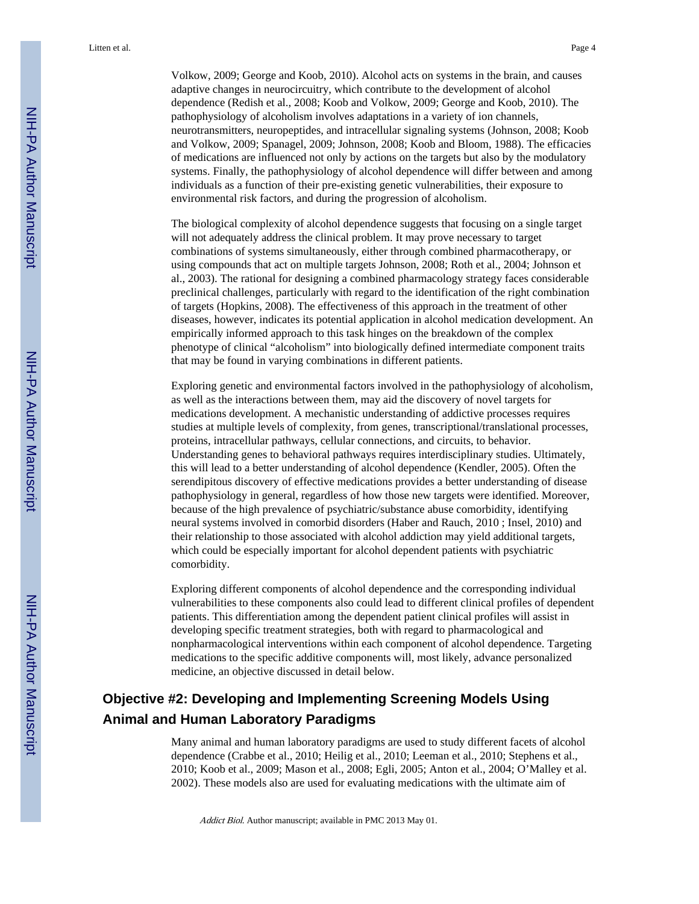Volkow, 2009; George and Koob, 2010). Alcohol acts on systems in the brain, and causes adaptive changes in neurocircuitry, which contribute to the development of alcohol dependence (Redish et al., 2008; Koob and Volkow, 2009; George and Koob, 2010). The pathophysiology of alcoholism involves adaptations in a variety of ion channels, neurotransmitters, neuropeptides, and intracellular signaling systems (Johnson, 2008; Koob and Volkow, 2009; Spanagel, 2009; Johnson, 2008; Koob and Bloom, 1988). The efficacies of medications are influenced not only by actions on the targets but also by the modulatory systems. Finally, the pathophysiology of alcohol dependence will differ between and among individuals as a function of their pre-existing genetic vulnerabilities, their exposure to environmental risk factors, and during the progression of alcoholism.

The biological complexity of alcohol dependence suggests that focusing on a single target will not adequately address the clinical problem. It may prove necessary to target combinations of systems simultaneously, either through combined pharmacotherapy, or using compounds that act on multiple targets Johnson, 2008; Roth et al., 2004; Johnson et al., 2003). The rational for designing a combined pharmacology strategy faces considerable preclinical challenges, particularly with regard to the identification of the right combination of targets (Hopkins, 2008). The effectiveness of this approach in the treatment of other diseases, however, indicates its potential application in alcohol medication development. An empirically informed approach to this task hinges on the breakdown of the complex phenotype of clinical "alcoholism" into biologically defined intermediate component traits that may be found in varying combinations in different patients.

Exploring genetic and environmental factors involved in the pathophysiology of alcoholism, as well as the interactions between them, may aid the discovery of novel targets for medications development. A mechanistic understanding of addictive processes requires studies at multiple levels of complexity, from genes, transcriptional/translational processes, proteins, intracellular pathways, cellular connections, and circuits, to behavior. Understanding genes to behavioral pathways requires interdisciplinary studies. Ultimately, this will lead to a better understanding of alcohol dependence (Kendler, 2005). Often the serendipitous discovery of effective medications provides a better understanding of disease pathophysiology in general, regardless of how those new targets were identified. Moreover, because of the high prevalence of psychiatric/substance abuse comorbidity, identifying neural systems involved in comorbid disorders (Haber and Rauch, 2010 ; Insel, 2010) and their relationship to those associated with alcohol addiction may yield additional targets, which could be especially important for alcohol dependent patients with psychiatric comorbidity.

Exploring different components of alcohol dependence and the corresponding individual vulnerabilities to these components also could lead to different clinical profiles of dependent patients. This differentiation among the dependent patient clinical profiles will assist in developing specific treatment strategies, both with regard to pharmacological and nonpharmacological interventions within each component of alcohol dependence. Targeting medications to the specific additive components will, most likely, advance personalized medicine, an objective discussed in detail below.

## Objective #2: Developing and Implementing Screening Models Using Animal and Human Laboratory Paradigms

Many animal and human laboratory paradigms are used to study different facets of alcohol dependence (Crabbe et al., 2010; Heilig et al., 2010; Leeman et al., 2010; Stephens et al., 2010; Koob et al., 2009; Mason et al., 2008; Egli, 2005; Anton et al., 2004; O'Malley et al. 2002). These models also are used for evaluating medications with the ultimate aim of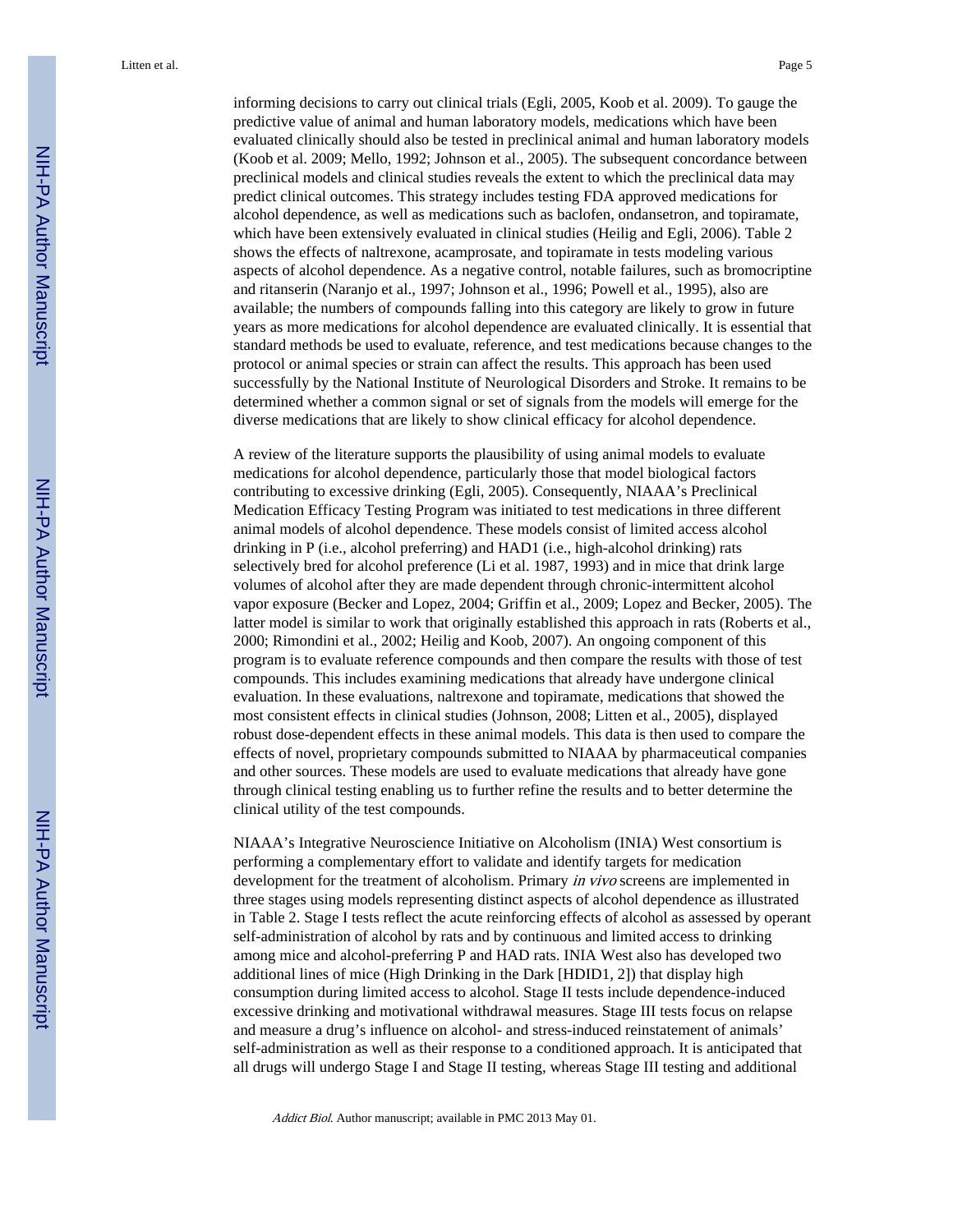informing decisions to carry out clinical trials (Egli, 2005, Koob et al. 2009). To gauge the predictive value of animal and human laboratory models, medications which have been evaluated clinically should also be tested in preclinical animal and human laboratory models (Koob et al. 2009; Mello, 1992; Johnson et al., 2005). The subsequent concordance between preclinical models and clinical studies reveals the extent to which the preclinical data may predict clinical outcomes. This strategy includes testing FDA approved medications for alcohol dependence, as well as medications such as baclofen, ondansetron, and topiramate, which have been extensively evaluated in clinical studies (Heilig and Egli, 2006). Table 2 shows the effects of naltrexone, acamprosate, and topiramate in tests modeling various aspects of alcohol dependence. As a negative control, notable failures, such as bromocriptine and ritanserin (Naranjo et al., 1997; Johnson et al., 1996; Powell et al., 1995), also are available; the numbers of compounds falling into this category are likely to grow in future years as more medications for alcohol dependence are evaluated clinically. It is essential that standard methods be used to evaluate, reference, and test medications because changes to the protocol or animal species or strain can affect the results. This approach has been used successfully by the National Institute of Neurological Disorders and Stroke. It remains to be determined whether a common signal or set of signals from the models will emerge for the diverse medications that are likely to show clinical efficacy for alcohol dependence.

A review of the literature supports the plausibility of using animal models to evaluate medications for alcohol dependence, particularly those that model biological factors contributing to excessive drinking (Egli, 2005). Consequently, NIAAA's Preclinical Medication Efficacy Testing Program was initiated to test medications in three different animal models of alcohol dependence. These models consist of limited access alcohol drinking in P (i.e., alcohol preferring) and HAD1 (i.e., high-alcohol drinking) rats selectively bred for alcohol preference (Li et al. 1987, 1993) and in mice that drink large volumes of alcohol after they are made dependent through chronic-intermittent alcohol vapor exposure (Becker and Lopez, 2004; Griffin et al., 2009; Lopez and Becker, 2005). The latter model is similar to work that originally established this approach in rats (Roberts et al., 2000; Rimondini et al., 2002; Heilig and Koob, 2007). An ongoing component of this program is to evaluate reference compounds and then compare the results with those of test compounds. This includes examining medications that already have undergone clinical evaluation. In these evaluations, naltrexone and topiramate, medications that showed the most consistent effects in clinical studies (Johnson, 2008; Litten et al., 2005), displayed robust dose-dependent effects in these animal models. This data is then used to compare the effects of novel, proprietary compounds submitted to NIAAA by pharmaceutical companies and other sources. These models are used to evaluate medications that already have gone through clinical testing enabling us to further refine the results and to better determine the clinical utility of the test compounds.

NIAAA's Integrative Neuroscience Initiative on Alcoholism (INIA) West consortium is performing a complementary effort to validate and identify targets for medication development for the treatment of alcoholism. Primary *in vivo* screens are implemented in three stages using models representing distinct aspects of alcohol dependence as illustrated in Table 2. Stage I tests reflect the acute reinforcing effects of alcohol as assessed by operant self-administration of alcohol by rats and by continuous and limited access to drinking among mice and alcohol-preferring P and HAD rats. INIA West also has developed two additional lines of mice (High Drinking in the Dark [HDID1, 2]) that display high consumption during limited access to alcohol. Stage II tests include dependence-induced excessive drinking and motivational withdrawal measures. Stage III tests focus on relapse and measure a drug's influence on alcohol- and stress-induced reinstatement of animals' self-administration as well as their response to a conditioned approach. It is anticipated that all drugs will undergo Stage I and Stage II testing, whereas Stage III testing and additional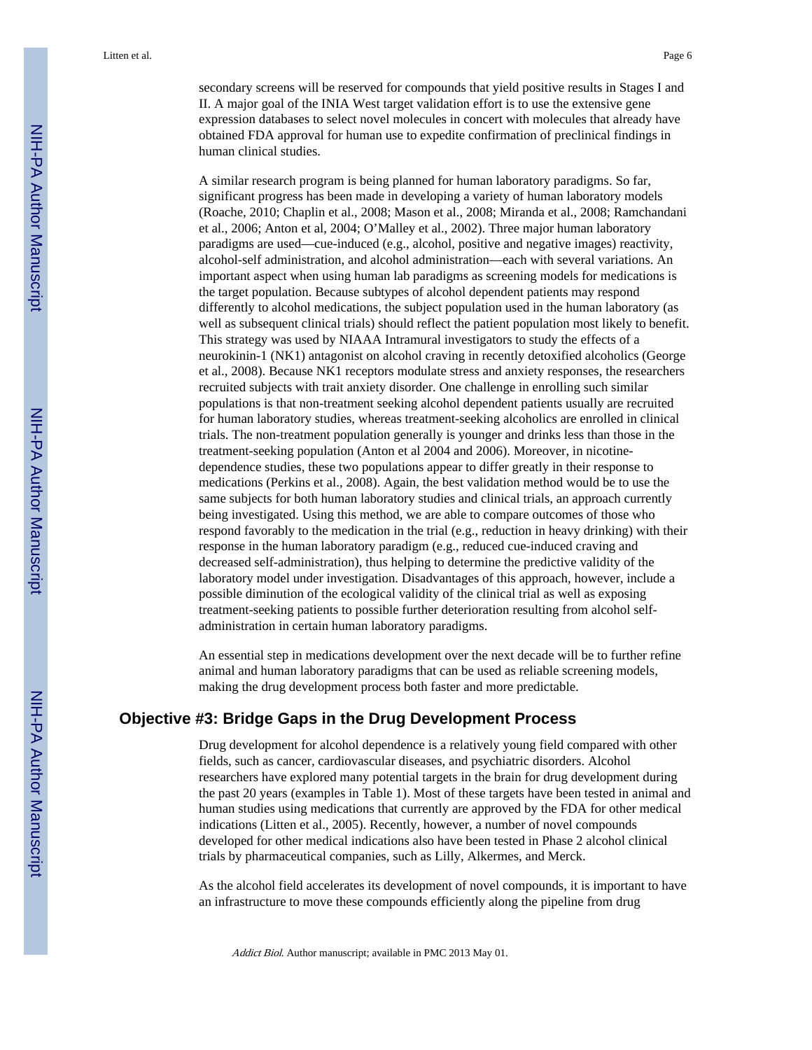secondary screens will be reserved for compounds that yield positive results in Stages I and II. A major goal of the INIA West target validation effort is to use the extensive gene expression databases to select novel molecules in concert with molecules that already have obtained FDA approval for human use to expedite confirmation of preclinical findings in human clinical studies.

A similar research program is being planned for human laboratory paradigms. So far, significant progress has been made in developing a variety of human laboratory models (Roache, 2010; Chaplin et al., 2008; Mason et al., 2008; Miranda et al., 2008; Ramchandani et al., 2006; Anton et al, 2004; O'Malley et al., 2002). Three major human laboratory paradigms are used—cue-induced (e.g., alcohol, positive and negative images) reactivity, alcohol-self administration, and alcohol administration—each with several variations. An important aspect when using human lab paradigms as screening models for medications is the target population. Because subtypes of alcohol dependent patients may respond differently to alcohol medications, the subject population used in the human laboratory (as well as subsequent clinical trials) should reflect the patient population most likely to benefit. This strategy was used by NIAAA Intramural investigators to study the effects of a neurokinin-1 (NK1) antagonist on alcohol craving in recently detoxified alcoholics (George et al., 2008). Because NK1 receptors modulate stress and anxiety responses, the researchers recruited subjects with trait anxiety disorder. One challenge in enrolling such similar populations is that non-treatment seeking alcohol dependent patients usually are recruited for human laboratory studies, whereas treatment-seeking alcoholics are enrolled in clinical trials. The non-treatment population generally is younger and drinks less than those in the treatment-seeking population (Anton et al 2004 and 2006). Moreover, in nicotine-dependence studies, these two populations appear to differ greatly in their response to medications (Perkins et al., 2008). Again, the best validation method would be to use the same subjects for both human laboratory studies and clinical trials, an approach currently being investigated. Using this method, we are able to compare outcomes of those who respond favorably to the medication in the trial (e.g., reduction in heavy drinking) with their response in the human laboratory paradigm (e.g., reduced cue-induced craving and decreased self-administration), thus helping to determine the predictive validity of the laboratory model under investigation. Disadvantages of this approach, however, include a possible diminution of the ecological validity of the clinical trial as well as exposing treatment-seeking patients to possible further deterioration resulting from alcohol self-administration in certain human laboratory paradigms.

An essential step in medications development over the next decade will be to further refine animal and human laboratory paradigms that can be used as reliable screening models, making the drug development process both faster and more predictable.

## Objective #3: Bridge Gaps in the Drug Development Process

Drug development for alcohol dependence is a relatively young field compared with other fields, such as cancer, cardiovascular diseases, and psychiatric disorders. Alcohol researchers have explored many potential targets in the brain for drug development during the past 20 years (examples in Table 1). Most of these targets have been tested in animal and human studies using medications that currently are approved by the FDA for other medical indications (Litten et al., 2005). Recently, however, a number of novel compounds developed for other medical indications also have been tested in Phase 2 alcohol clinical trials by pharmaceutical companies, such as Lilly, Alkermes, and Merck.

As the alcohol field accelerates its development of novel compounds, it is important to have an infrastructure to move these compounds efficiently along the pipeline from drug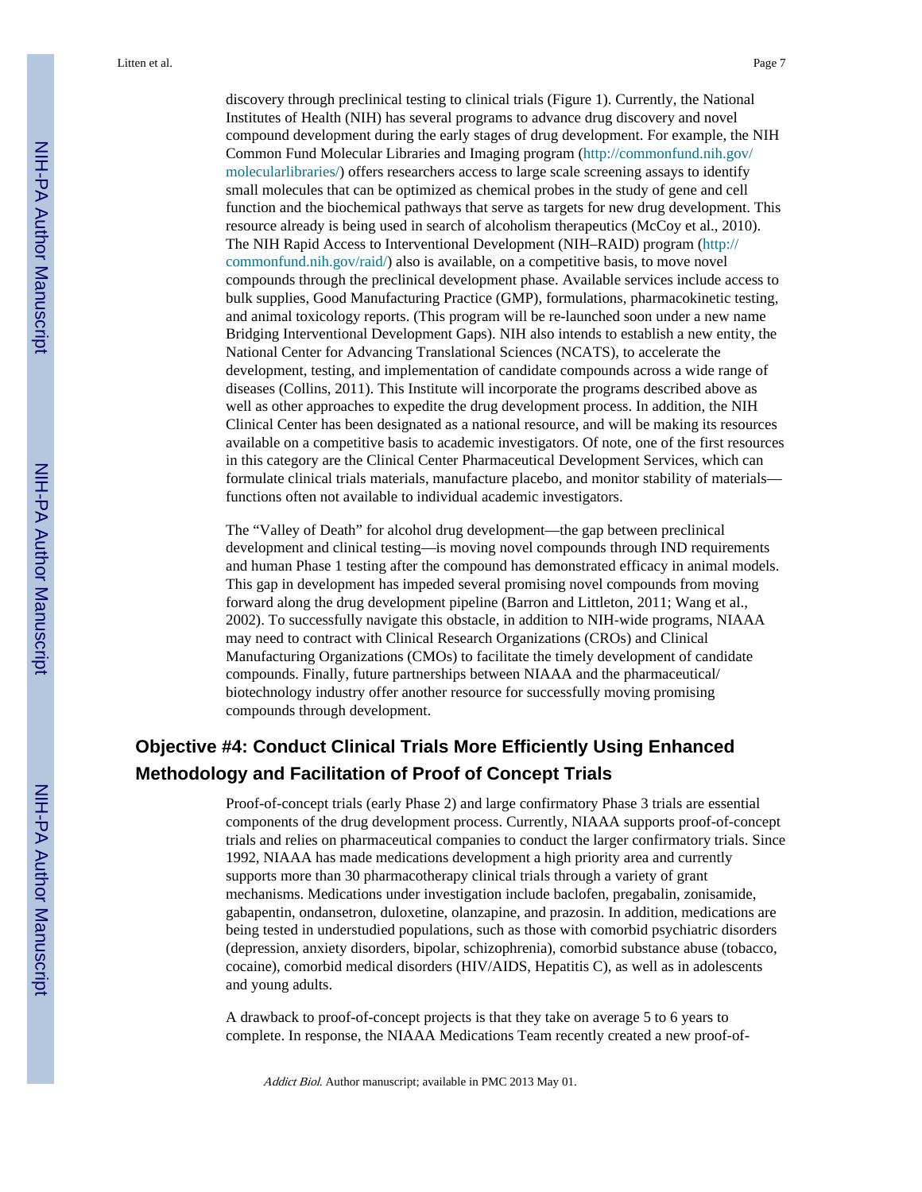discovery through preclinical testing to clinical trials (Figure 1). Currently, the National Institutes of Health (NIH) has several programs to advance drug discovery and novel compound development during the early stages of drug development. For example, the NIH Common Fund Molecular Libraries and Imaging program (http://commonfund.nih.gov/molecularlibraries/) offers researchers access to large scale screening assays to identify small molecules that can be optimized as chemical probes in the study of gene and cell function and the biochemical pathways that serve as targets for new drug development. This resource already is being used in search of alcoholism therapeutics (McCoy et al., 2010). The NIH Rapid Access to Interventional Development (NIH–RAID) program (http://commonfund.nih.gov/raid/) also is available, on a competitive basis, to move novel compounds through the preclinical development phase. Available services include access to bulk supplies, Good Manufacturing Practice (GMP), formulations, pharmacokinetic testing, and animal toxicology reports. (This program will be re-launched soon under a new name Bridging Interventional Development Gaps). NIH also intends to establish a new entity, the National Center for Advancing Translational Sciences (NCATS), to accelerate the development, testing, and implementation of candidate compounds across a wide range of diseases (Collins, 2011). This Institute will incorporate the programs described above as well as other approaches to expedite the drug development process. In addition, the NIH Clinical Center has been designated as a national resource, and will be making its resources available on a competitive basis to academic investigators. Of note, one of the first resources in this category are the Clinical Center Pharmaceutical Development Services, which can formulate clinical trials materials, manufacture placebo, and monitor stability of materials—functions often not available to individual academic investigators.

The "Valley of Death" for alcohol drug development—the gap between preclinical development and clinical testing—is moving novel compounds through IND requirements and human Phase 1 testing after the compound has demonstrated efficacy in animal models. This gap in development has impeded several promising novel compounds from moving forward along the drug development pipeline (Barron and Littleton, 2011; Wang et al., 2002). To successfully navigate this obstacle, in addition to NIH-wide programs, NIAAA may need to contract with Clinical Research Organizations (CROs) and Clinical Manufacturing Organizations (CMOs) to facilitate the timely development of candidate compounds. Finally, future partnerships between NIAAA and the pharmaceutical/biotechnology industry offer another resource for successfully moving promising compounds through development.

## Objective #4: Conduct Clinical Trials More Efficiently Using Enhanced Methodology and Facilitation of Proof of Concept Trials

Proof-of-concept trials (early Phase 2) and large confirmatory Phase 3 trials are essential components of the drug development process. Currently, NIAAA supports proof-of-concept trials and relies on pharmaceutical companies to conduct the larger confirmatory trials. Since 1992, NIAAA has made medications development a high priority area and currently supports more than 30 pharmacotherapy clinical trials through a variety of grant mechanisms. Medications under investigation include baclofen, pregabalin, zonisamide, gabapentin, ondansetron, duloxetine, olanzapine, and prazosin. In addition, medications are being tested in understudied populations, such as those with comorbid psychiatric disorders (depression, anxiety disorders, bipolar, schizophrenia), comorbid substance abuse (tobacco, cocaine), comorbid medical disorders (HIV/AIDS, Hepatitis C), as well as in adolescents and young adults.

A drawback to proof-of-concept projects is that they take on average 5 to 6 years to complete. In response, the NIAAA Medications Team recently created a new proof-of-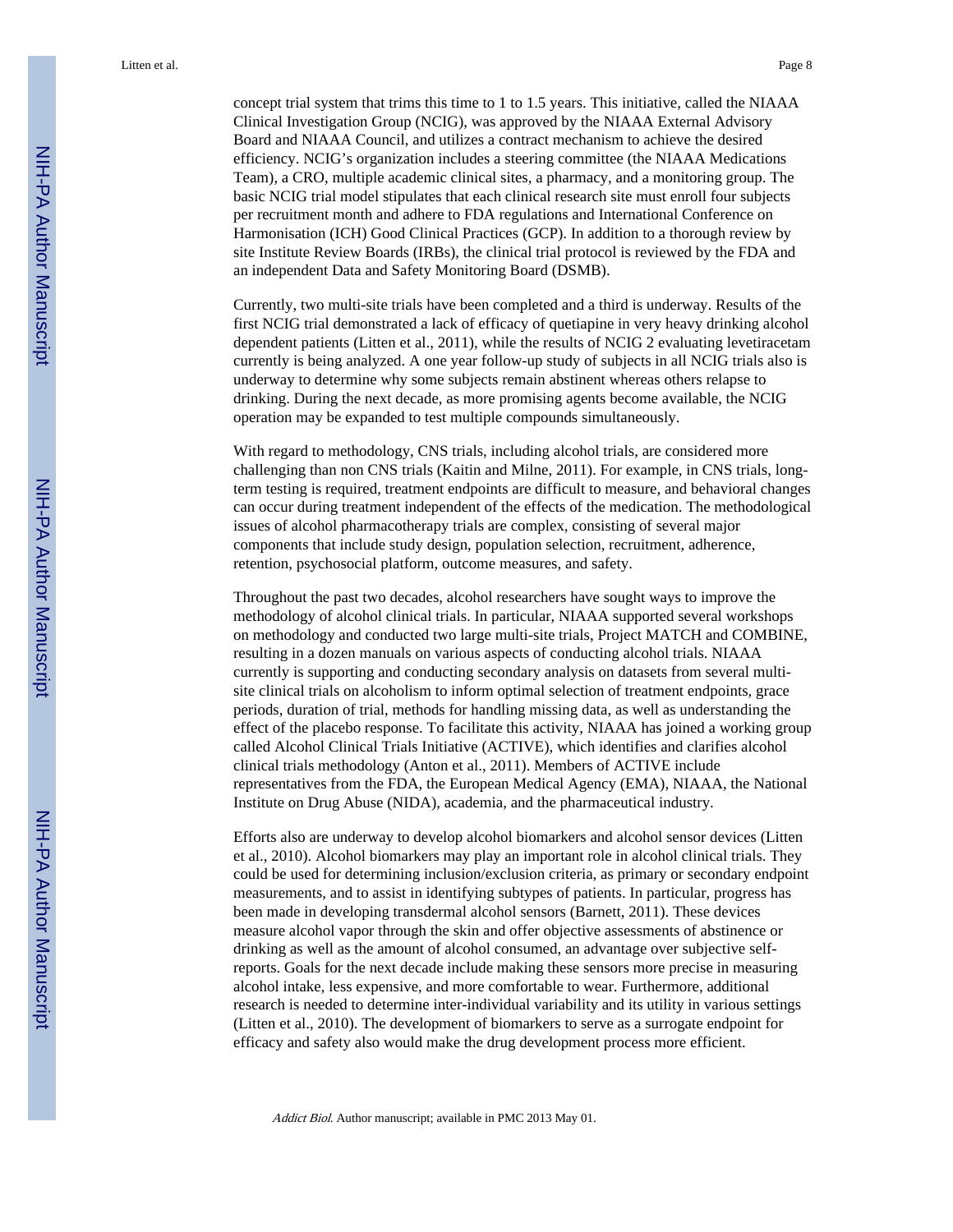concept trial system that trims this time to 1 to 1.5 years. This initiative, called the NIAAA Clinical Investigation Group (NCIG), was approved by the NIAAA External Advisory Board and NIAAA Council, and utilizes a contract mechanism to achieve the desired efficiency. NCIG's organization includes a steering committee (the NIAAA Medications Team), a CRO, multiple academic clinical sites, a pharmacy, and a monitoring group. The basic NCIG trial model stipulates that each clinical research site must enroll four subjects per recruitment month and adhere to FDA regulations and International Conference on Harmonisation (ICH) Good Clinical Practices (GCP). In addition to a thorough review by site Institute Review Boards (IRBs), the clinical trial protocol is reviewed by the FDA and an independent Data and Safety Monitoring Board (DSMB).

Currently, two multi-site trials have been completed and a third is underway. Results of the first NCIG trial demonstrated a lack of efficacy of quetiapine in very heavy drinking alcohol dependent patients (Litten et al., 2011), while the results of NCIG 2 evaluating levetiracetam currently is being analyzed. A one year follow-up study of subjects in all NCIG trials also is underway to determine why some subjects remain abstinent whereas others relapse to drinking. During the next decade, as more promising agents become available, the NCIG operation may be expanded to test multiple compounds simultaneously.

With regard to methodology, CNS trials, including alcohol trials, are considered more challenging than non CNS trials (Kaitin and Milne, 2011). For example, in CNS trials, long-term testing is required, treatment endpoints are difficult to measure, and behavioral changes can occur during treatment independent of the effects of the medication. The methodological issues of alcohol pharmacotherapy trials are complex, consisting of several major components that include study design, population selection, recruitment, adherence, retention, psychosocial platform, outcome measures, and safety.

Throughout the past two decades, alcohol researchers have sought ways to improve the methodology of alcohol clinical trials. In particular, NIAAA supported several workshops on methodology and conducted two large multi-site trials, Project MATCH and COMBINE, resulting in a dozen manuals on various aspects of conducting alcohol trials. NIAAA currently is supporting and conducting secondary analysis on datasets from several multi-site clinical trials on alcoholism to inform optimal selection of treatment endpoints, grace periods, duration of trial, methods for handling missing data, as well as understanding the effect of the placebo response. To facilitate this activity, NIAAA has joined a working group called Alcohol Clinical Trials Initiative (ACTIVE), which identifies and clarifies alcohol clinical trials methodology (Anton et al., 2011). Members of ACTIVE include representatives from the FDA, the European Medical Agency (EMA), NIAAA, the National Institute on Drug Abuse (NIDA), academia, and the pharmaceutical industry.

Efforts also are underway to develop alcohol biomarkers and alcohol sensor devices (Litten et al., 2010). Alcohol biomarkers may play an important role in alcohol clinical trials. They could be used for determining inclusion/exclusion criteria, as primary or secondary endpoint measurements, and to assist in identifying subtypes of patients. In particular, progress has been made in developing transdermal alcohol sensors (Barnett, 2011). These devices measure alcohol vapor through the skin and offer objective assessments of abstinence or drinking as well as the amount of alcohol consumed, an advantage over subjective self-reports. Goals for the next decade include making these sensors more precise in measuring alcohol intake, less expensive, and more comfortable to wear. Furthermore, additional research is needed to determine inter-individual variability and its utility in various settings (Litten et al., 2010). The development of biomarkers to serve as a surrogate endpoint for efficacy and safety also would make the drug development process more efficient.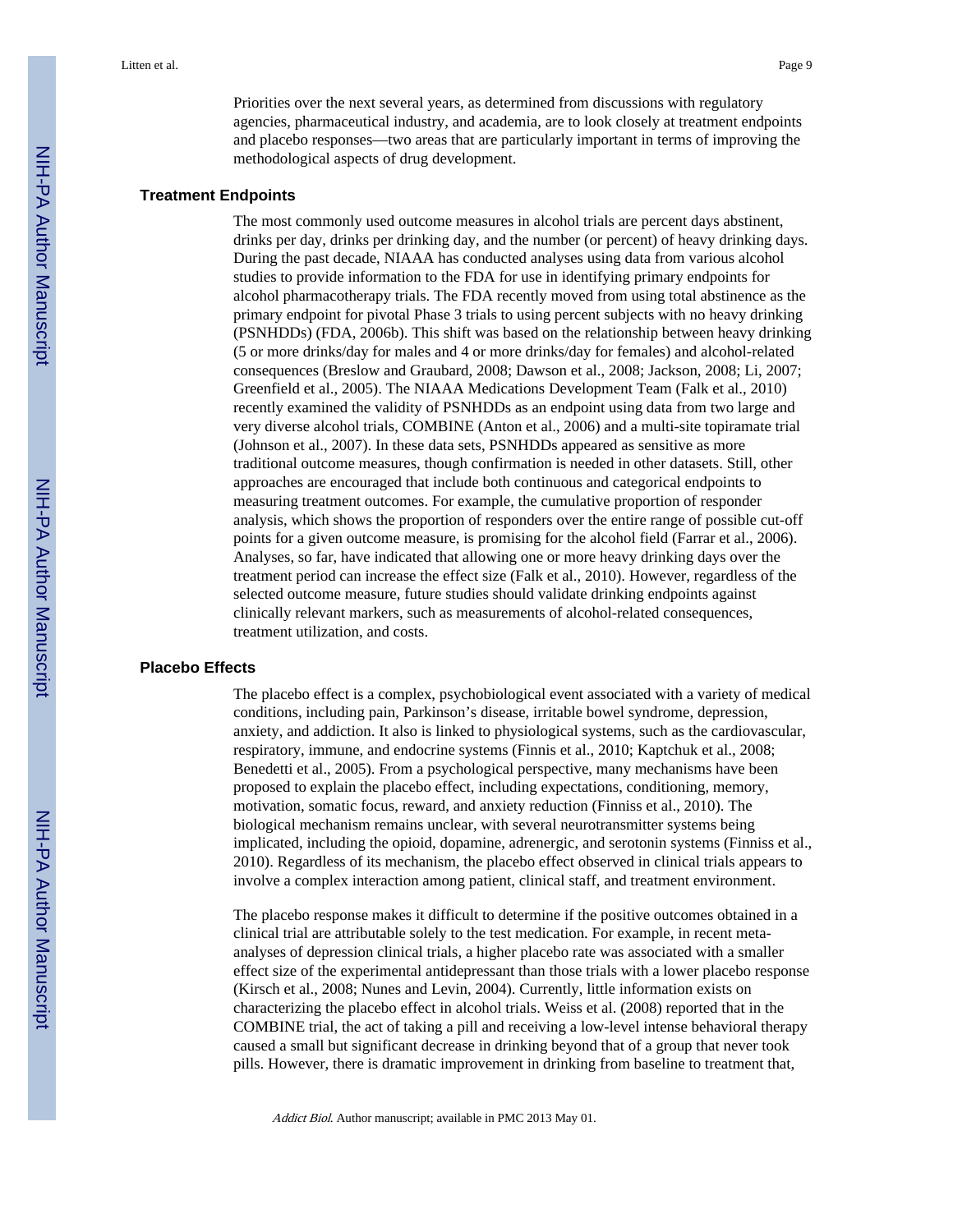Priorities over the next several years, as determined from discussions with regulatory agencies, pharmaceutical industry, and academia, are to look closely at treatment endpoints and placebo responses—two areas that are particularly important in terms of improving the methodological aspects of drug development.

### Treatment Endpoints

The most commonly used outcome measures in alcohol trials are percent days abstinent, drinks per day, drinks per drinking day, and the number (or percent) of heavy drinking days. During the past decade, NIAAA has conducted analyses using data from various alcohol studies to provide information to the FDA for use in identifying primary endpoints for alcohol pharmacotherapy trials. The FDA recently moved from using total abstinence as the primary endpoint for pivotal Phase 3 trials to using percent subjects with no heavy drinking (PSNHDDs) (FDA, 2006b). This shift was based on the relationship between heavy drinking (5 or more drinks/day for males and 4 or more drinks/day for females) and alcohol-related consequences (Breslow and Graubard, 2008; Dawson et al., 2008; Jackson, 2008; Li, 2007; Greenfield et al., 2005). The NIAAA Medications Development Team (Falk et al., 2010) recently examined the validity of PSNHDDs as an endpoint using data from two large and very diverse alcohol trials, COMBINE (Anton et al., 2006) and a multi-site topiramate trial (Johnson et al., 2007). In these data sets, PSNHDDs appeared as sensitive as more traditional outcome measures, though confirmation is needed in other datasets. Still, other approaches are encouraged that include both continuous and categorical endpoints to measuring treatment outcomes. For example, the cumulative proportion of responder analysis, which shows the proportion of responders over the entire range of possible cut-off points for a given outcome measure, is promising for the alcohol field (Farrar et al., 2006). Analyses, so far, have indicated that allowing one or more heavy drinking days over the treatment period can increase the effect size (Falk et al., 2010). However, regardless of the selected outcome measure, future studies should validate drinking endpoints against clinically relevant markers, such as measurements of alcohol-related consequences, treatment utilization, and costs.

### Placebo Effects

The placebo effect is a complex, psychobiological event associated with a variety of medical conditions, including pain, Parkinson's disease, irritable bowel syndrome, depression, anxiety, and addiction. It also is linked to physiological systems, such as the cardiovascular, respiratory, immune, and endocrine systems (Finnis et al., 2010; Kaptchuk et al., 2008; Benedetti et al., 2005). From a psychological perspective, many mechanisms have been proposed to explain the placebo effect, including expectations, conditioning, memory, motivation, somatic focus, reward, and anxiety reduction (Finniss et al., 2010). The biological mechanism remains unclear, with several neurotransmitter systems being implicated, including the opioid, dopamine, adrenergic, and serotonin systems (Finniss et al., 2010). Regardless of its mechanism, the placebo effect observed in clinical trials appears to involve a complex interaction among patient, clinical staff, and treatment environment.

The placebo response makes it difficult to determine if the positive outcomes obtained in a clinical trial are attributable solely to the test medication. For example, in recent meta-analyses of depression clinical trials, a higher placebo rate was associated with a smaller effect size of the experimental antidepressant than those trials with a lower placebo response (Kirsch et al., 2008; Nunes and Levin, 2004). Currently, little information exists on characterizing the placebo effect in alcohol trials. Weiss et al. (2008) reported that in the COMBINE trial, the act of taking a pill and receiving a low-level intense behavioral therapy caused a small but significant decrease in drinking beyond that of a group that never took pills. However, there is dramatic improvement in drinking from baseline to treatment that,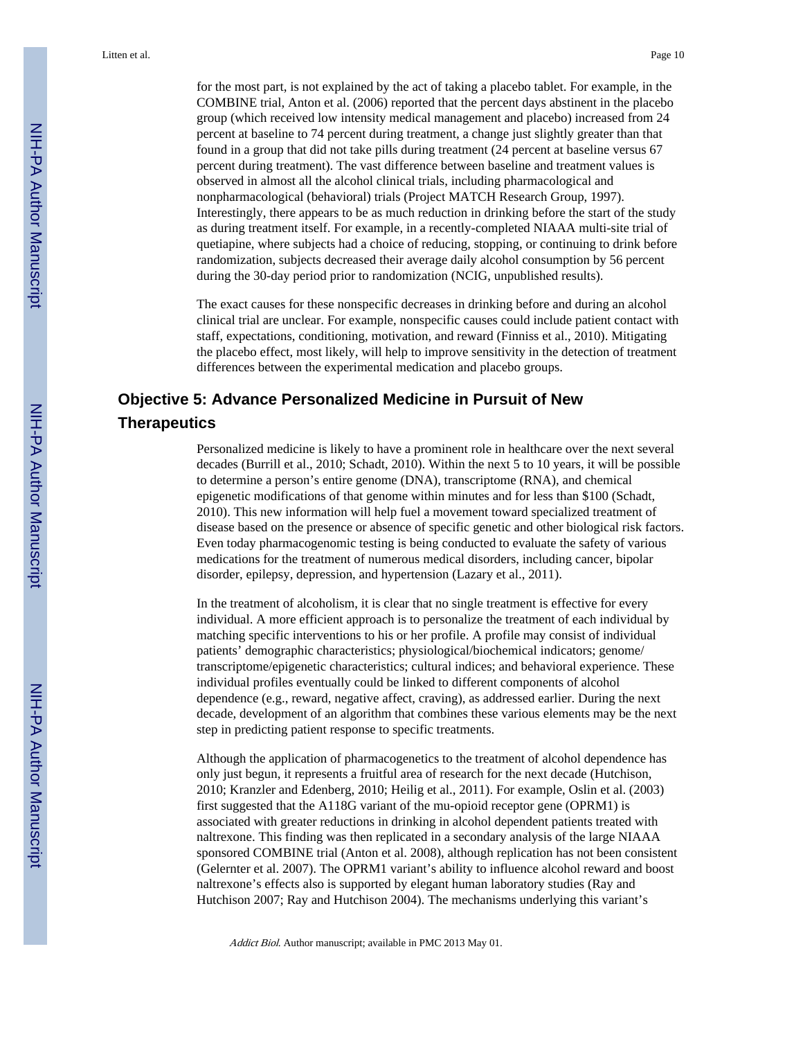for the most part, is not explained by the act of taking a placebo tablet. For example, in the COMBINE trial, Anton et al. (2006) reported that the percent days abstinent in the placebo group (which received low intensity medical management and placebo) increased from 24 percent at baseline to 74 percent during treatment, a change just slightly greater than that found in a group that did not take pills during treatment (24 percent at baseline versus 67 percent during treatment). The vast difference between baseline and treatment values is observed in almost all the alcohol clinical trials, including pharmacological and nonpharmacological (behavioral) trials (Project MATCH Research Group, 1997). Interestingly, there appears to be as much reduction in drinking before the start of the study as during treatment itself. For example, in a recently-completed NIAAA multi-site trial of quetiapine, where subjects had a choice of reducing, stopping, or continuing to drink before randomization, subjects decreased their average daily alcohol consumption by 56 percent during the 30-day period prior to randomization (NCIG, unpublished results).

The exact causes for these nonspecific decreases in drinking before and during an alcohol clinical trial are unclear. For example, nonspecific causes could include patient contact with staff, expectations, conditioning, motivation, and reward (Finniss et al., 2010). Mitigating the placebo effect, most likely, will help to improve sensitivity in the detection of treatment differences between the experimental medication and placebo groups.

## Objective 5: Advance Personalized Medicine in Pursuit of New Therapeutics

Personalized medicine is likely to have a prominent role in healthcare over the next several decades (Burrill et al., 2010; Schadt, 2010). Within the next 5 to 10 years, it will be possible to determine a person's entire genome (DNA), transcriptome (RNA), and chemical epigenetic modifications of that genome within minutes and for less than $100 (Schadt, 2010). This new information will help fuel a movement toward specialized treatment of disease based on the presence or absence of specific genetic and other biological risk factors. Even today pharmacogenomic testing is being conducted to evaluate the safety of various medications for the treatment of numerous medical disorders, including cancer, bipolar disorder, epilepsy, depression, and hypertension (Lazary et al., 2011).

In the treatment of alcoholism, it is clear that no single treatment is effective for every individual. A more efficient approach is to personalize the treatment of each individual by matching specific interventions to his or her profile. A profile may consist of individual patients' demographic characteristics; physiological/biochemical indicators; genome/ transcriptome/epigenetic characteristics; cultural indices; and behavioral experience. These individual profiles eventually could be linked to different components of alcohol dependence (e.g., reward, negative affect, craving), as addressed earlier. During the next decade, development of an algorithm that combines these various elements may be the next step in predicting patient response to specific treatments.

Although the application of pharmacogenetics to the treatment of alcohol dependence has only just begun, it represents a fruitful area of research for the next decade (Hutchison, 2010; Kranzler and Edenberg, 2010; Heilig et al., 2011). For example, Oslin et al. (2003) first suggested that the A118G variant of the mu-opioid receptor gene (OPRM1) is associated with greater reductions in drinking in alcohol dependent patients treated with naltrexone. This finding was then replicated in a secondary analysis of the large NIAAA sponsored COMBINE trial (Anton et al. 2008), although replication has not been consistent (Gelernter et al. 2007). The OPRM1 variant's ability to influence alcohol reward and boost naltrexone's effects also is supported by elegant human laboratory studies (Ray and Hutchison 2007; Ray and Hutchison 2004). The mechanisms underlying this variant's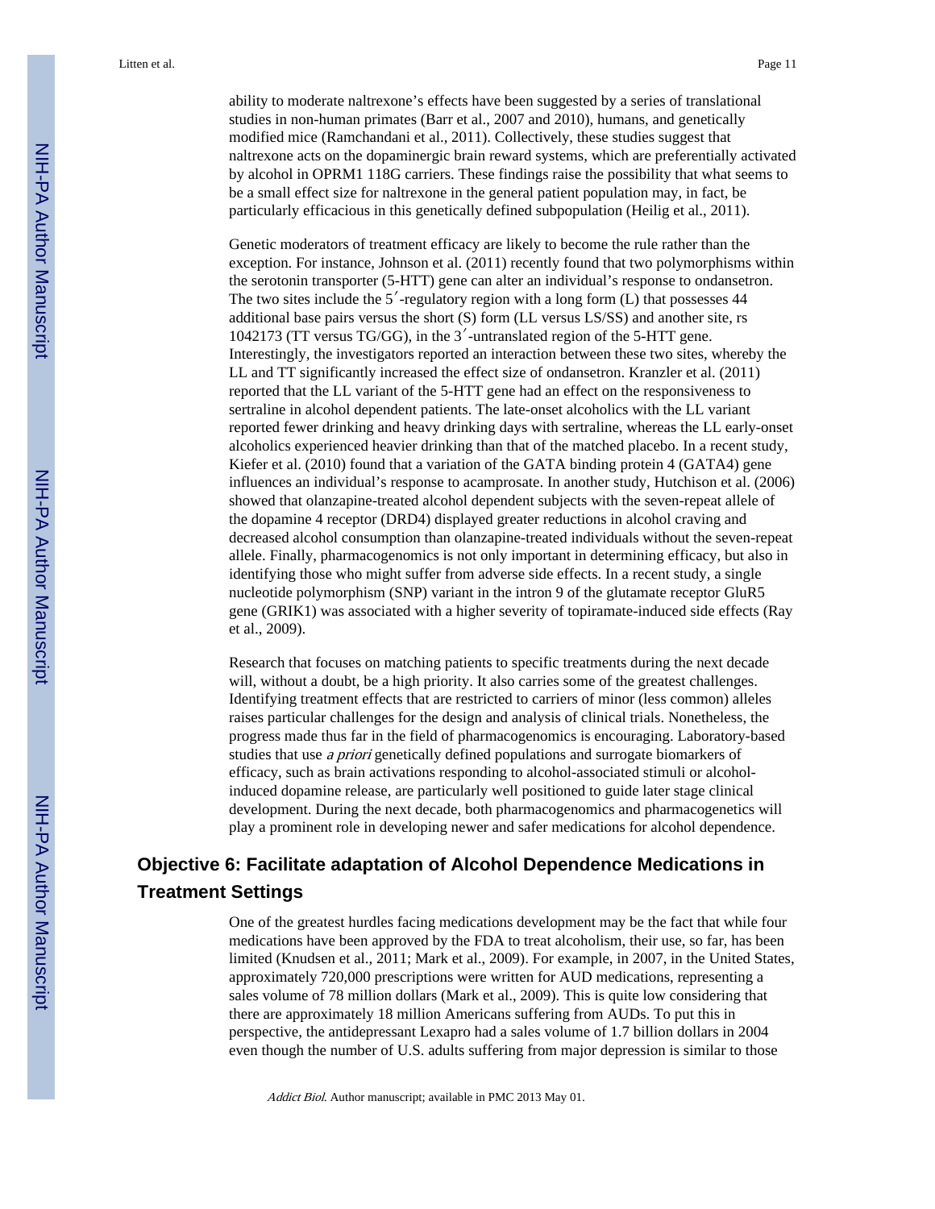ability to moderate naltrexone's effects have been suggested by a series of translational studies in non-human primates (Barr et al., 2007 and 2010), humans, and genetically modified mice (Ramchandani et al., 2011). Collectively, these studies suggest that naltrexone acts on the dopaminergic brain reward systems, which are preferentially activated by alcohol in OPRM1 118G carriers. These findings raise the possibility that what seems to be a small effect size for naltrexone in the general patient population may, in fact, be particularly efficacious in this genetically defined subpopulation (Heilig et al., 2011).

Genetic moderators of treatment efficacy are likely to become the rule rather than the exception. For instance, Johnson et al. (2011) recently found that two polymorphisms within the serotonin transporter (5-HTT) gene can alter an individual's response to ondansetron. The two sites include the 5′-regulatory region with a long form (L) that possesses 44 additional base pairs versus the short (S) form (LL versus LS/SS) and another site, rs 1042173 (TT versus TG/GG), in the 3′-untranslated region of the 5-HTT gene. Interestingly, the investigators reported an interaction between these two sites, whereby the LL and TT significantly increased the effect size of ondansetron. Kranzler et al. (2011) reported that the LL variant of the 5-HTT gene had an effect on the responsiveness to sertraline in alcohol dependent patients. The late-onset alcoholics with the LL variant reported fewer drinking and heavy drinking days with sertraline, whereas the LL early-onset alcoholics experienced heavier drinking than that of the matched placebo. In a recent study, Kiefer et al. (2010) found that a variation of the GATA binding protein 4 (GATA4) gene influences an individual's response to acamprosate. In another study, Hutchison et al. (2006) showed that olanzapine-treated alcohol dependent subjects with the seven-repeat allele of the dopamine 4 receptor (DRD4) displayed greater reductions in alcohol craving and decreased alcohol consumption than olanzapine-treated individuals without the seven-repeat allele. Finally, pharmacogenomics is not only important in determining efficacy, but also in identifying those who might suffer from adverse side effects. In a recent study, a single nucleotide polymorphism (SNP) variant in the intron 9 of the glutamate receptor GluR5 gene (GRIK1) was associated with a higher severity of topiramate-induced side effects (Ray et al., 2009).

Research that focuses on matching patients to specific treatments during the next decade will, without a doubt, be a high priority. It also carries some of the greatest challenges. Identifying treatment effects that are restricted to carriers of minor (less common) alleles raises particular challenges for the design and analysis of clinical trials. Nonetheless, the progress made thus far in the field of pharmacogenomics is encouraging. Laboratory-based studies that use *a priori* genetically defined populations and surrogate biomarkers of efficacy, such as brain activations responding to alcohol-associated stimuli or alcohol-induced dopamine release, are particularly well positioned to guide later stage clinical development. During the next decade, both pharmacogenomics and pharmacogenetics will play a prominent role in developing newer and safer medications for alcohol dependence.

## Objective 6: Facilitate adaptation of Alcohol Dependence Medications in Treatment Settings

One of the greatest hurdles facing medications development may be the fact that while four medications have been approved by the FDA to treat alcoholism, their use, so far, has been limited (Knudsen et al., 2011; Mark et al., 2009). For example, in 2007, in the United States, approximately 720,000 prescriptions were written for AUD medications, representing a sales volume of 78 million dollars (Mark et al., 2009). This is quite low considering that there are approximately 18 million Americans suffering from AUDs. To put this in perspective, the antidepressant Lexapro had a sales volume of 1.7 billion dollars in 2004 even though the number of U.S. adults suffering from major depression is similar to those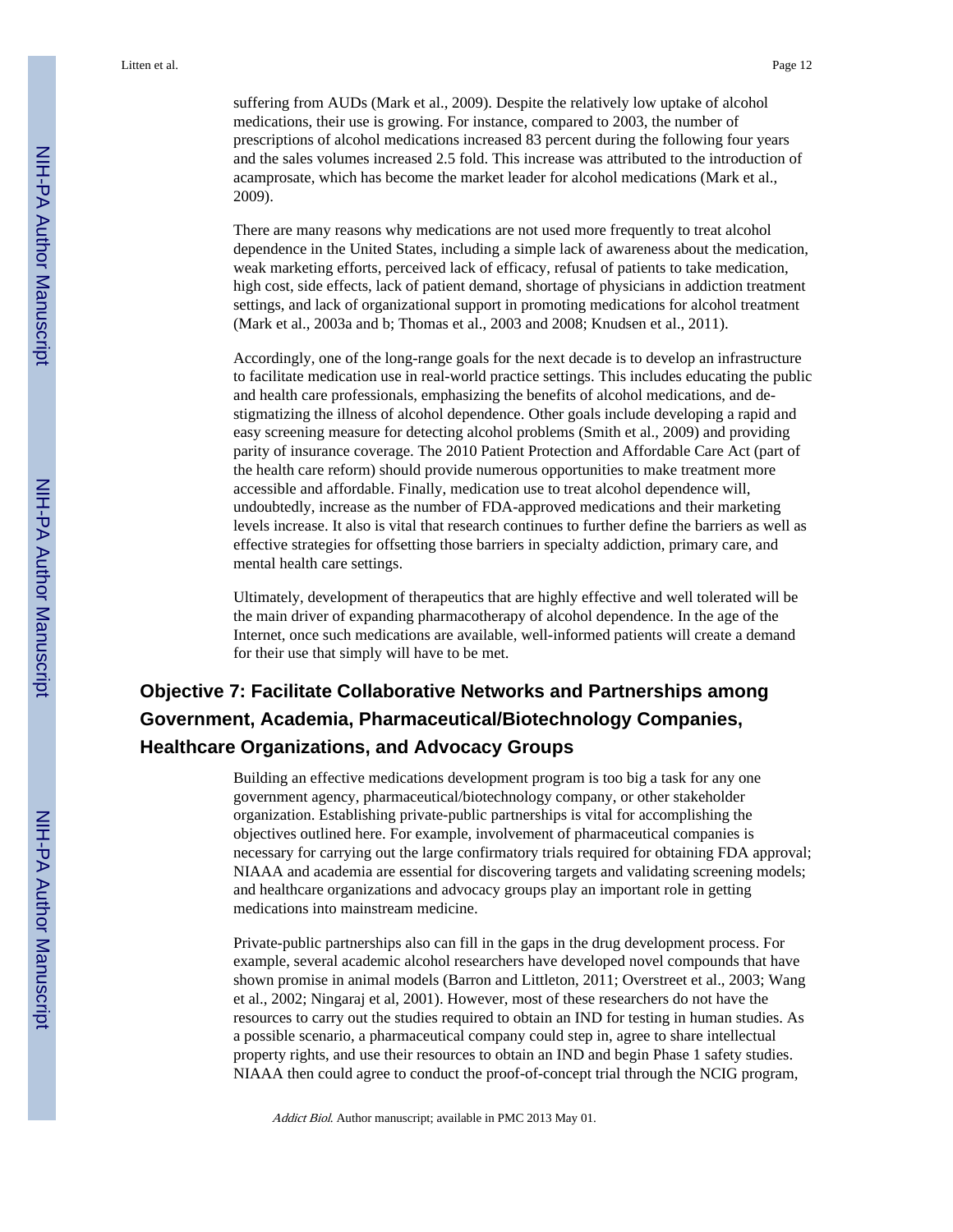suffering from AUDs (Mark et al., 2009). Despite the relatively low uptake of alcohol medications, their use is growing. For instance, compared to 2003, the number of prescriptions of alcohol medications increased 83 percent during the following four years and the sales volumes increased 2.5 fold. This increase was attributed to the introduction of acamprosate, which has become the market leader for alcohol medications (Mark et al., 2009).

There are many reasons why medications are not used more frequently to treat alcohol dependence in the United States, including a simple lack of awareness about the medication, weak marketing efforts, perceived lack of efficacy, refusal of patients to take medication, high cost, side effects, lack of patient demand, shortage of physicians in addiction treatment settings, and lack of organizational support in promoting medications for alcohol treatment (Mark et al., 2003a and b; Thomas et al., 2003 and 2008; Knudsen et al., 2011).

Accordingly, one of the long-range goals for the next decade is to develop an infrastructure to facilitate medication use in real-world practice settings. This includes educating the public and health care professionals, emphasizing the benefits of alcohol medications, and de-stigmatizing the illness of alcohol dependence. Other goals include developing a rapid and easy screening measure for detecting alcohol problems (Smith et al., 2009) and providing parity of insurance coverage. The 2010 Patient Protection and Affordable Care Act (part of the health care reform) should provide numerous opportunities to make treatment more accessible and affordable. Finally, medication use to treat alcohol dependence will, undoubtedly, increase as the number of FDA-approved medications and their marketing levels increase. It also is vital that research continues to further define the barriers as well as effective strategies for offsetting those barriers in specialty addiction, primary care, and mental health care settings.

Ultimately, development of therapeutics that are highly effective and well tolerated will be the main driver of expanding pharmacotherapy of alcohol dependence. In the age of the Internet, once such medications are available, well-informed patients will create a demand for their use that simply will have to be met.

## Objective 7: Facilitate Collaborative Networks and Partnerships among Government, Academia, Pharmaceutical/Biotechnology Companies, Healthcare Organizations, and Advocacy Groups

Building an effective medications development program is too big a task for any one government agency, pharmaceutical/biotechnology company, or other stakeholder organization. Establishing private-public partnerships is vital for accomplishing the objectives outlined here. For example, involvement of pharmaceutical companies is necessary for carrying out the large confirmatory trials required for obtaining FDA approval; NIAAA and academia are essential for discovering targets and validating screening models; and healthcare organizations and advocacy groups play an important role in getting medications into mainstream medicine.

Private-public partnerships also can fill in the gaps in the drug development process. For example, several academic alcohol researchers have developed novel compounds that have shown promise in animal models (Barron and Littleton, 2011; Overstreet et al., 2003; Wang et al., 2002; Ningaraj et al, 2001). However, most of these researchers do not have the resources to carry out the studies required to obtain an IND for testing in human studies. As a possible scenario, a pharmaceutical company could step in, agree to share intellectual property rights, and use their resources to obtain an IND and begin Phase 1 safety studies. NIAAA then could agree to conduct the proof-of-concept trial through the NCIG program,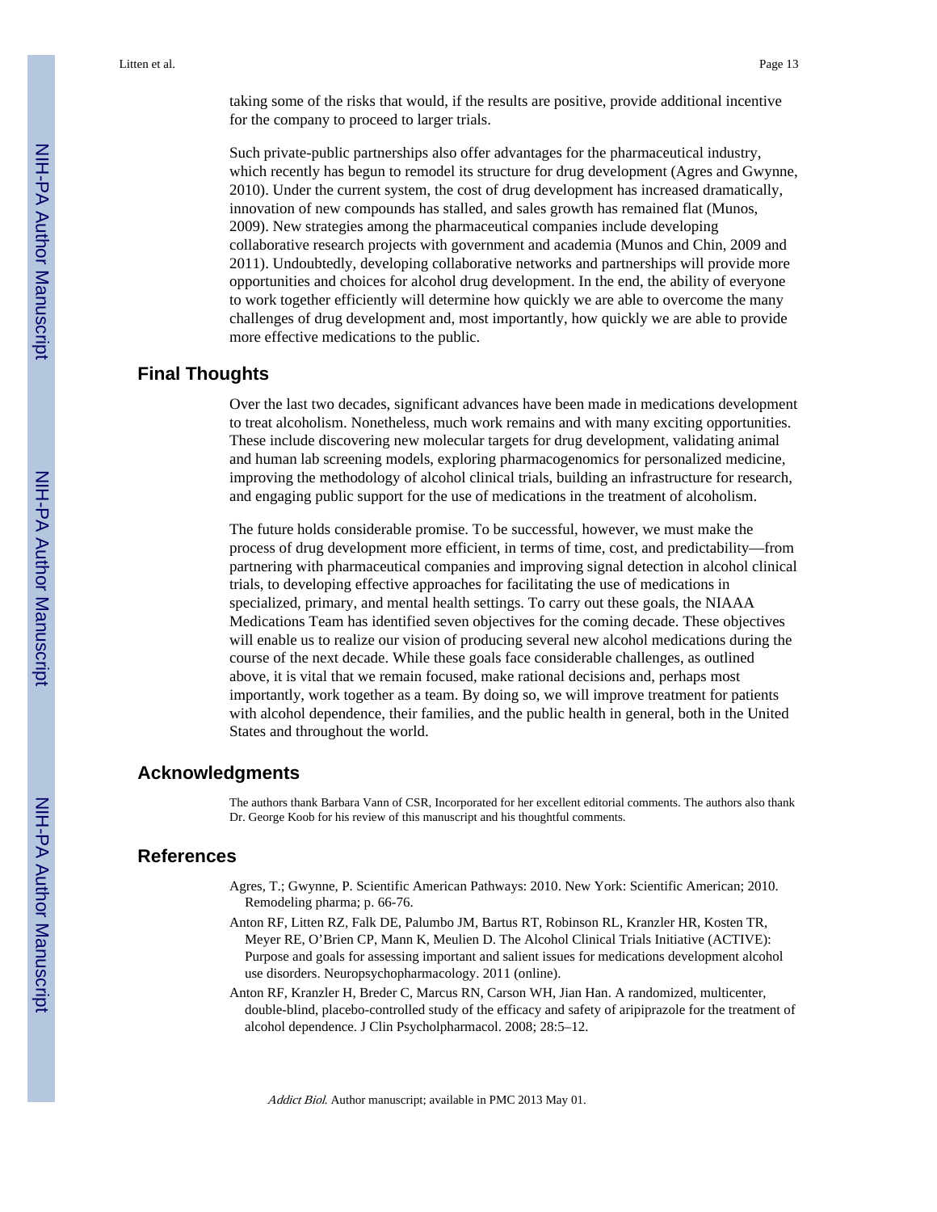taking some of the risks that would, if the results are positive, provide additional incentive for the company to proceed to larger trials.

Such private-public partnerships also offer advantages for the pharmaceutical industry, which recently has begun to remodel its structure for drug development (Agres and Gwynne, 2010). Under the current system, the cost of drug development has increased dramatically, innovation of new compounds has stalled, and sales growth has remained flat (Munos, 2009). New strategies among the pharmaceutical companies include developing collaborative research projects with government and academia (Munos and Chin, 2009 and 2011). Undoubtedly, developing collaborative networks and partnerships will provide more opportunities and choices for alcohol drug development. In the end, the ability of everyone to work together efficiently will determine how quickly we are able to overcome the many challenges of drug development and, most importantly, how quickly we are able to provide more effective medications to the public.

## Final Thoughts

Over the last two decades, significant advances have been made in medications development to treat alcoholism. Nonetheless, much work remains and with many exciting opportunities. These include discovering new molecular targets for drug development, validating animal and human lab screening models, exploring pharmacogenomics for personalized medicine, improving the methodology of alcohol clinical trials, building an infrastructure for research, and engaging public support for the use of medications in the treatment of alcoholism.

The future holds considerable promise. To be successful, however, we must make the process of drug development more efficient, in terms of time, cost, and predictability—from partnering with pharmaceutical companies and improving signal detection in alcohol clinical trials, to developing effective approaches for facilitating the use of medications in specialized, primary, and mental health settings. To carry out these goals, the NIAAA Medications Team has identified seven objectives for the coming decade. These objectives will enable us to realize our vision of producing several new alcohol medications during the course of the next decade. While these goals face considerable challenges, as outlined above, it is vital that we remain focused, make rational decisions and, perhaps most importantly, work together as a team. By doing so, we will improve treatment for patients with alcohol dependence, their families, and the public health in general, both in the United States and throughout the world.

## Acknowledgments

The authors thank Barbara Vann of CSR, Incorporated for her excellent editorial comments. The authors also thank Dr. George Koob for his review of this manuscript and his thoughtful comments.

## References

- Agres, T.; Gwynne, P. Scientific American Pathways: 2010. New York: Scientific American; 2010. Remodeling pharma; p. 66-76.
- Anton RF, Litten RZ, Falk DE, Palumbo JM, Bartus RT, Robinson RL, Kranzler HR, Kosten TR, Meyer RE, O'Brien CP, Mann K, Meulien D. The Alcohol Clinical Trials Initiative (ACTIVE): Purpose and goals for assessing important and salient issues for medications development alcohol use disorders. Neuropsychopharmacology. 2011 (online).
- Anton RF, Kranzler H, Breder C, Marcus RN, Carson WH, Jian Han. A randomized, multicenter, double-blind, placebo-controlled study of the efficacy and safety of aripiprazole for the treatment of alcohol dependence. J Clin Psycholpharmacol. 2008; 28:5–12.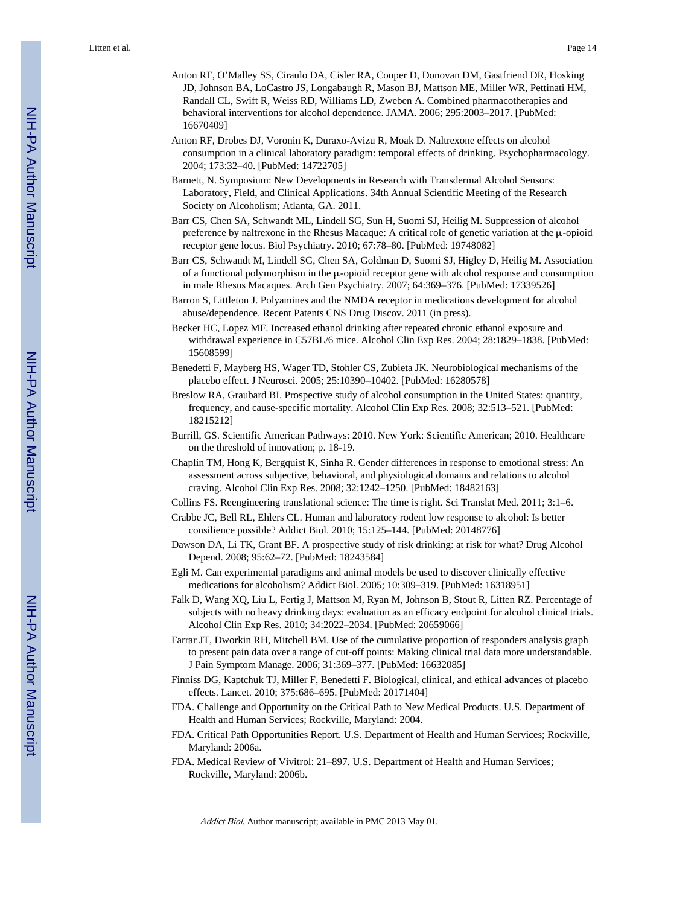Anton RF, O'Malley SS, Ciraulo DA, Cisler RA, Couper D, Donovan DM, Gastfriend DR, Hosking JD, Johnson BA, LoCastro JS, Longabaugh R, Mason BJ, Mattson ME, Miller WR, Pettinati HM, Randall CL, Swift R, Weiss RD, Williams LD, Zweben A. Combined pharmacotherapies and behavioral interventions for alcohol dependence. JAMA. 2006; 295:2003–2017. [PubMed: 16670409]

Anton RF, Drobes DJ, Voronin K, Duraxo-Avizu R, Moak D. Naltrexone effects on alcohol consumption in a clinical laboratory paradigm: temporal effects of drinking. Psychopharmacology. 2004; 173:32–40. [PubMed: 14722705]

Barnett, N. Symposium: New Developments in Research with Transdermal Alcohol Sensors: Laboratory, Field, and Clinical Applications. 34th Annual Scientific Meeting of the Research Society on Alcoholism; Atlanta, GA. 2011.

Barr CS, Chen SA, Schwandt ML, Lindell SG, Sun H, Suomi SJ, Heilig M. Suppression of alcohol preference by naltrexone in the Rhesus Macaque: A critical role of genetic variation at the μ-opioid receptor gene locus. Biol Psychiatry. 2010; 67:78–80. [PubMed: 19748082]

Barr CS, Schwandt M, Lindell SG, Chen SA, Goldman D, Suomi SJ, Higley D, Heilig M. Association of a functional polymorphism in the μ-opioid receptor gene with alcohol response and consumption in male Rhesus Macaques. Arch Gen Psychiatry. 2007; 64:369–376. [PubMed: 17339526]

Barron S, Littleton J. Polyamines and the NMDA receptor in medications development for alcohol abuse/dependence. Recent Patents CNS Drug Discov. 2011 (in press).

Becker HC, Lopez MF. Increased ethanol drinking after repeated chronic ethanol exposure and withdrawal experience in C57BL/6 mice. Alcohol Clin Exp Res. 2004; 28:1829–1838. [PubMed: 15608599]

Benedetti F, Mayberg HS, Wager TD, Stohler CS, Zubieta JK. Neurobiological mechanisms of the placebo effect. J Neurosci. 2005; 25:10390–10402. [PubMed: 16280578]

Breslow RA, Graubard BI. Prospective study of alcohol consumption in the United States: quantity, frequency, and cause-specific mortality. Alcohol Clin Exp Res. 2008; 32:513–521. [PubMed: 18215212]

Burrill, GS. Scientific American Pathways: 2010. New York: Scientific American; 2010. Healthcare on the threshold of innovation; p. 18-19.

Chaplin TM, Hong K, Bergquist K, Sinha R. Gender differences in response to emotional stress: An assessment across subjective, behavioral, and physiological domains and relations to alcohol craving. Alcohol Clin Exp Res. 2008; 32:1242–1250. [PubMed: 18482163]

Collins FS. Reengineering translational science: The time is right. Sci Translat Med. 2011; 3:1–6.

Crabbe JC, Bell RL, Ehlers CL. Human and laboratory rodent low response to alcohol: Is better consilience possible? Addict Biol. 2010; 15:125–144. [PubMed: 20148776]

Dawson DA, Li TK, Grant BF. A prospective study of risk drinking: at risk for what? Drug Alcohol Depend. 2008; 95:62–72. [PubMed: 18243584]

Egli M. Can experimental paradigms and animal models be used to discover clinically effective medications for alcoholism? Addict Biol. 2005; 10:309–319. [PubMed: 16318951]

Falk D, Wang XQ, Liu L, Fertig J, Mattson M, Ryan M, Johnson B, Stout R, Litten RZ. Percentage of subjects with no heavy drinking days: evaluation as an efficacy endpoint for alcohol clinical trials. Alcohol Clin Exp Res. 2010; 34:2022–2034. [PubMed: 20659066]

Farrar JT, Dworkin RH, Mitchell BM. Use of the cumulative proportion of responders analysis graph to present pain data over a range of cut-off points: Making clinical trial data more understandable. J Pain Symptom Manage. 2006; 31:369–377. [PubMed: 16632085]

Finniss DG, Kaptchuk TJ, Miller F, Benedetti F. Biological, clinical, and ethical advances of placebo effects. Lancet. 2010; 375:686–695. [PubMed: 20171404]

FDA. Challenge and Opportunity on the Critical Path to New Medical Products. U.S. Department of Health and Human Services; Rockville, Maryland: 2004.

FDA. Critical Path Opportunities Report. U.S. Department of Health and Human Services; Rockville, Maryland: 2006a.

FDA. Medical Review of Vivitrol: 21–897. U.S. Department of Health and Human Services; Rockville, Maryland: 2006b.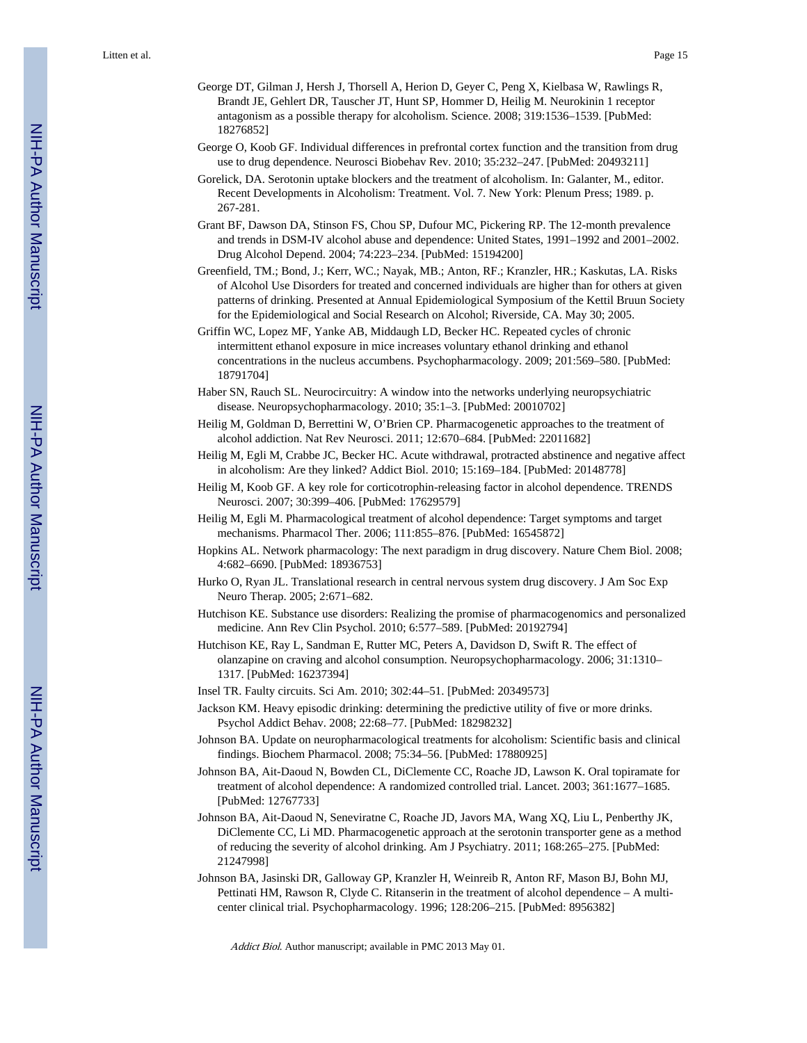George DT, Gilman J, Hersh J, Thorsell A, Herion D, Geyer C, Peng X, Kielbasa W, Rawlings R, Brandt JE, Gehlert DR, Tauscher JT, Hunt SP, Hommer D, Heilig M. Neurokinin 1 receptor antagonism as a possible therapy for alcoholism. Science. 2008; 319:1536–1539. [PubMed: 18276852]

George O, Koob GF. Individual differences in prefrontal cortex function and the transition from drug use to drug dependence. Neurosci Biobehav Rev. 2010; 35:232–247. [PubMed: 20493211]

Gorelick, DA. Serotonin uptake blockers and the treatment of alcoholism. In: Galanter, M., editor. Recent Developments in Alcoholism: Treatment. Vol. 7. New York: Plenum Press; 1989. p. 267-281.

Grant BF, Dawson DA, Stinson FS, Chou SP, Dufour MC, Pickering RP. The 12-month prevalence and trends in DSM-IV alcohol abuse and dependence: United States, 1991–1992 and 2001–2002. Drug Alcohol Depend. 2004; 74:223–234. [PubMed: 15194200]

Greenfield, TM.; Bond, J.; Kerr, WC.; Nayak, MB.; Anton, RF.; Kranzler, HR.; Kaskutas, LA. Risks of Alcohol Use Disorders for treated and concerned individuals are higher than for others at given patterns of drinking. Presented at Annual Epidemiological Symposium of the Kettil Bruun Society for the Epidemiological and Social Research on Alcohol; Riverside, CA. May 30; 2005.

Griffin WC, Lopez MF, Yanke AB, Middaugh LD, Becker HC. Repeated cycles of chronic intermittent ethanol exposure in mice increases voluntary ethanol drinking and ethanol concentrations in the nucleus accumbens. Psychopharmacology. 2009; 201:569–580. [PubMed: 18791704]

Haber SN, Rauch SL. Neurocircuitry: A window into the networks underlying neuropsychiatric disease. Neuropsychopharmacology. 2010; 35:1–3. [PubMed: 20010702]

Heilig M, Goldman D, Berrettini W, O'Brien CP. Pharmacogenetic approaches to the treatment of alcohol addiction. Nat Rev Neurosci. 2011; 12:670–684. [PubMed: 22011682]

Heilig M, Egli M, Crabbe JC, Becker HC. Acute withdrawal, protracted abstinence and negative affect in alcoholism: Are they linked? Addict Biol. 2010; 15:169–184. [PubMed: 20148778]

Heilig M, Koob GF. A key role for corticotrophin-releasing factor in alcohol dependence. TRENDS Neurosci. 2007; 30:399–406. [PubMed: 17629579]

Heilig M, Egli M. Pharmacological treatment of alcohol dependence: Target symptoms and target mechanisms. Pharmacol Ther. 2006; 111:855–876. [PubMed: 16545872]

Hopkins AL. Network pharmacology: The next paradigm in drug discovery. Nature Chem Biol. 2008; 4:682–6690. [PubMed: 18936753]

Hurko O, Ryan JL. Translational research in central nervous system drug discovery. J Am Soc Exp Neuro Therap. 2005; 2:671–682.

Hutchison KE. Substance use disorders: Realizing the promise of pharmacogenomics and personalized medicine. Ann Rev Clin Psychol. 2010; 6:577–589. [PubMed: 20192794]

Hutchison KE, Ray L, Sandman E, Rutter MC, Peters A, Davidson D, Swift R. The effect of olanzapine on craving and alcohol consumption. Neuropsychopharmacology. 2006; 31:1310–1317. [PubMed: 16237394]

Insel TR. Faulty circuits. Sci Am. 2010; 302:44–51. [PubMed: 20349573]

Jackson KM. Heavy episodic drinking: determining the predictive utility of five or more drinks. Psychol Addict Behav. 2008; 22:68–77. [PubMed: 18298232]

Johnson BA. Update on neuropharmacological treatments for alcoholism: Scientific basis and clinical findings. Biochem Pharmacol. 2008; 75:34–56. [PubMed: 17880925]

Johnson BA, Ait-Daoud N, Bowden CL, DiClemente CC, Roache JD, Lawson K. Oral topiramate for treatment of alcohol dependence: A randomized controlled trial. Lancet. 2003; 361:1677–1685. [PubMed: 12767733]

Johnson BA, Ait-Daoud N, Seneviratne C, Roache JD, Javors MA, Wang XQ, Liu L, Penberthy JK, DiClemente CC, Li MD. Pharmacogenetic approach at the serotonin transporter gene as a method of reducing the severity of alcohol drinking. Am J Psychiatry. 2011; 168:265–275. [PubMed: 21247998]

Johnson BA, Jasinski DR, Galloway GP, Kranzler H, Weinreib R, Anton RF, Mason BJ, Bohn MJ, Pettinati HM, Rawson R, Clyde C. Ritanserin in the treatment of alcohol dependence – A multi-center clinical trial. Psychopharmacology. 1996; 128:206–215. [PubMed: 8956382]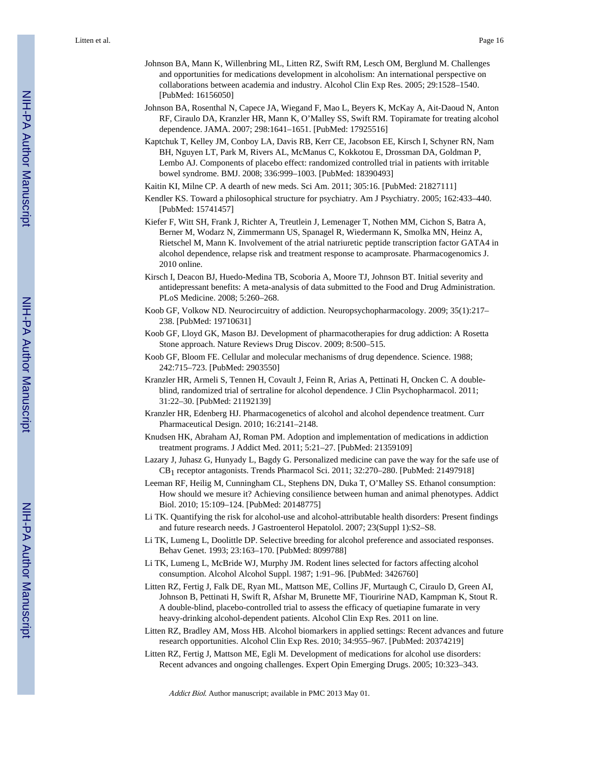Johnson BA, Mann K, Willenbring ML, Litten RZ, Swift RM, Lesch OM, Berglund M. Challenges and opportunities for medications development in alcoholism: An international perspective on collaborations between academia and industry. Alcohol Clin Exp Res. 2005; 29:1528–1540. [PubMed: 16156050]

Johnson BA, Rosenthal N, Capece JA, Wiegand F, Mao L, Beyers K, McKay A, Ait-Daoud N, Anton RF, Ciraulo DA, Kranzler HR, Mann K, O'Malley SS, Swift RM. Topiramate for treating alcohol dependence. JAMA. 2007; 298:1641–1651. [PubMed: 17925516]

Kaptchuk T, Kelley JM, Conboy LA, Davis RB, Kerr CE, Jacobson EE, Kirsch I, Schyner RN, Nam BH, Nguyen LT, Park M, Rivers AL, McManus C, Kokkotou E, Drossman DA, Goldman P, Lembo AJ. Components of placebo effect: randomized controlled trial in patients with irritable bowel syndrome. BMJ. 2008; 336:999–1003. [PubMed: 18390493]

Kaitin KI, Milne CP. A dearth of new meds. Sci Am. 2011; 305:16. [PubMed: 21827111]

Kendler KS. Toward a philosophical structure for psychiatry. Am J Psychiatry. 2005; 162:433–440. [PubMed: 15741457]

Kiefer F, Witt SH, Frank J, Richter A, Treutlein J, Lemenager T, Nothen MM, Cichon S, Batra A, Berner M, Wodarz N, Zimmermann US, Spanagel R, Wiedermann K, Smolka MN, Heinz A, Rietschel M, Mann K. Involvement of the atrial natriuretic peptide transcription factor GATA4 in alcohol dependence, relapse risk and treatment response to acamprosate. Pharmacogenomics J. 2010 online.

Kirsch I, Deacon BJ, Huedo-Medina TB, Scoboria A, Moore TJ, Johnson BT. Initial severity and antidepressant benefits: A meta-analysis of data submitted to the Food and Drug Administration. PLoS Medicine. 2008; 5:260–268.

Koob GF, Volkow ND. Neurocircuitry of addiction. Neuropsychopharmacology. 2009; 35(1):217–238. [PubMed: 19710631]

Koob GF, Lloyd GK, Mason BJ. Development of pharmacotherapies for drug addiction: A Rosetta Stone approach. Nature Reviews Drug Discov. 2009; 8:500–515.

Koob GF, Bloom FE. Cellular and molecular mechanisms of drug dependence. Science. 1988; 242:715–723. [PubMed: 2903550]

Kranzler HR, Armeli S, Tennen H, Covault J, Feinn R, Arias A, Pettinati H, Oncken C. A double-blind, randomized trial of sertraline for alcohol dependence. J Clin Psychopharmacol. 2011; 31:22–30. [PubMed: 21192139]

Kranzler HR, Edenberg HJ. Pharmacogenetics of alcohol and alcohol dependence treatment. Curr Pharmaceutical Design. 2010; 16:2141–2148.

Knudsen HK, Abraham AJ, Roman PM. Adoption and implementation of medications in addiction treatment programs. J Addict Med. 2011; 5:21–27. [PubMed: 21359109]

Lazary J, Juhasz G, Hunyady L, Bagdy G. Personalized medicine can pave the way for the safe use of $CB_1$ receptor antagonists. Trends Pharmacol Sci. 2011; 32:270–280. [PubMed: 21497918]

Leeman RF, Heilig M, Cunningham CL, Stephens DN, Duka T, O'Malley SS. Ethanol consumption: How should we mesure it? Achieving consilience between human and animal phenotypes. Addict Biol. 2010; 15:109–124. [PubMed: 20148775]

Li TK. Quantifying the risk for alcohol-use and alcohol-attributable health disorders: Present findings and future research needs. J Gastroenterol Hepatolol. 2007; 23(Suppl 1):S2–S8.

Li TK, Lumeng L, Doolittle DP. Selective breeding for alcohol preference and associated responses. Behav Genet. 1993; 23:163–170. [PubMed: 8099788]

Li TK, Lumeng L, McBride WJ, Murphy JM. Rodent lines selected for factors affecting alcohol consumption. Alcohol Alcohol Suppl. 1987; 1:91–96. [PubMed: 3426760]

Litten RZ, Fertig J, Falk DE, Ryan ML, Mattson ME, Collins JF, Murtaugh C, Ciraulo D, Green AI, Johnson B, Pettinati H, Swift R, Afshar M, Brunette MF, Tiouririne NAD, Kampman K, Stout R. A double-blind, placebo-controlled trial to assess the efficacy of quetiapine fumarate in very heavy-drinking alcohol-dependent patients. Alcohol Clin Exp Res. 2011 on line.

Litten RZ, Bradley AM, Moss HB. Alcohol biomarkers in applied settings: Recent advances and future research opportunities. Alcohol Clin Exp Res. 2010; 34:955–967. [PubMed: 20374219]

Litten RZ, Fertig J, Mattson ME, Egli M. Development of medications for alcohol use disorders: Recent advances and ongoing challenges. Expert Opin Emerging Drugs. 2005; 10:323–343.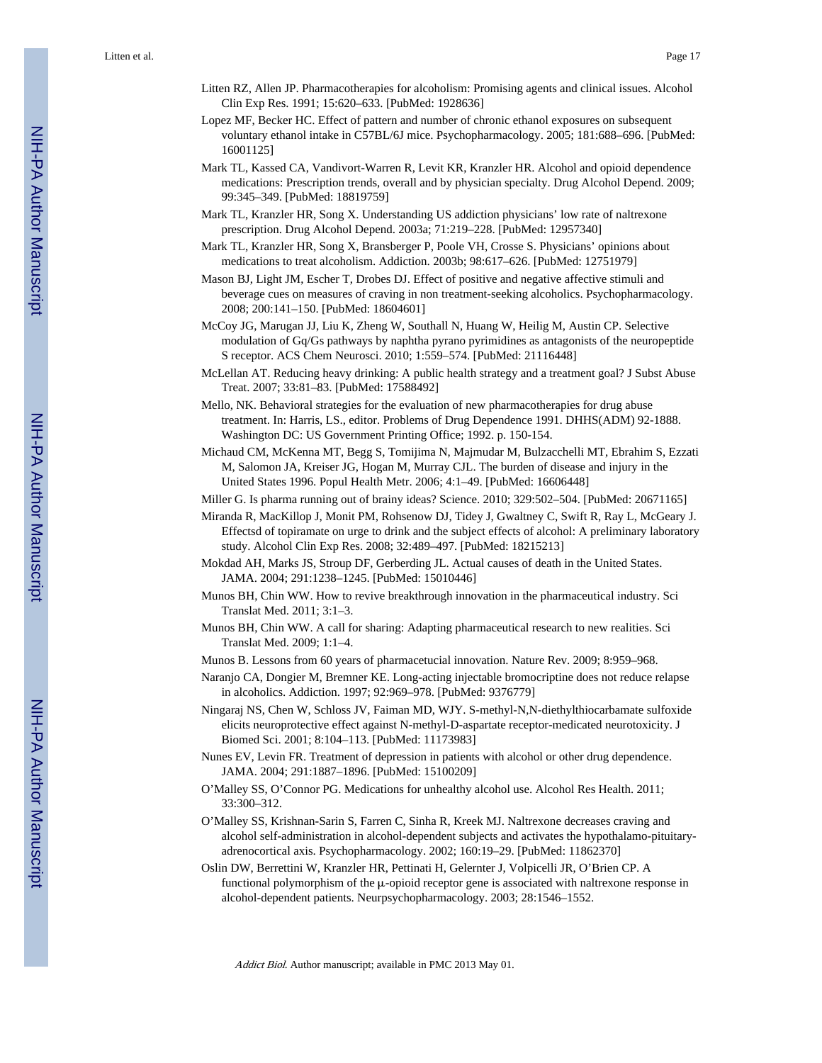Litten RZ, Allen JP. Pharmacotherapies for alcoholism: Promising agents and clinical issues. Alcohol Clin Exp Res. 1991; 15:620–633. [PubMed: 1928636]

Lopez MF, Becker HC. Effect of pattern and number of chronic ethanol exposures on subsequent voluntary ethanol intake in C57BL/6J mice. Psychopharmacology. 2005; 181:688–696. [PubMed: 16001125]

Mark TL, Kassed CA, Vandivort-Warren R, Levit KR, Kranzler HR. Alcohol and opioid dependence medications: Prescription trends, overall and by physician specialty. Drug Alcohol Depend. 2009; 99:345–349. [PubMed: 18819759]

Mark TL, Kranzler HR, Song X. Understanding US addiction physicians' low rate of naltrexone prescription. Drug Alcohol Depend. 2003a; 71:219–228. [PubMed: 12957340]

Mark TL, Kranzler HR, Song X, Bransberger P, Poole VH, Crosse S. Physicians' opinions about medications to treat alcoholism. Addiction. 2003b; 98:617–626. [PubMed: 12751979]

Mason BJ, Light JM, Escher T, Drobes DJ. Effect of positive and negative affective stimuli and beverage cues on measures of craving in non treatment-seeking alcoholics. Psychopharmacology. 2008; 200:141–150. [PubMed: 18604601]

McCoy JG, Marugan JJ, Liu K, Zheng W, Southall N, Huang W, Heilig M, Austin CP. Selective modulation of Gq/Gs pathways by naphtha pyrano pyrimidines as antagonists of the neuropeptide S receptor. ACS Chem Neurosci. 2010; 1:559–574. [PubMed: 21116448]

McLellan AT. Reducing heavy drinking: A public health strategy and a treatment goal? J Subst Abuse Treat. 2007; 33:81–83. [PubMed: 17588492]

Mello, NK. Behavioral strategies for the evaluation of new pharmacotherapies for drug abuse treatment. In: Harris, LS., editor. Problems of Drug Dependence 1991. DHHS(ADM) 92-1888. Washington DC: US Government Printing Office; 1992. p. 150-154.

Michaud CM, McKenna MT, Begg S, Tomijima N, Majmudar M, Bulzacchelli MT, Ebrahim S, Ezzati M, Salomon JA, Kreiser JG, Hogan M, Murray CJL. The burden of disease and injury in the United States 1996. Popul Health Metr. 2006; 4:1–49. [PubMed: 16606448]

Miller G. Is pharma running out of brainy ideas? Science. 2010; 329:502–504. [PubMed: 20671165]

Miranda R, MacKillop J, Monit PM, Rohsenow DJ, Tidey J, Gwaltney C, Swift R, Ray L, McGeary J. Effectsd of topiramate on urge to drink and the subject effects of alcohol: A preliminary laboratory study. Alcohol Clin Exp Res. 2008; 32:489–497. [PubMed: 18215213]

Mokdad AH, Marks JS, Stroup DF, Gerberding JL. Actual causes of death in the United States. JAMA. 2004; 291:1238–1245. [PubMed: 15010446]

Munos BH, Chin WW. How to revive breakthrough innovation in the pharmaceutical industry. Sci Translat Med. 2011; 3:1–3.

Munos BH, Chin WW. A call for sharing: Adapting pharmaceutical research to new realities. Sci Translat Med. 2009; 1:1–4.

Munos B. Lessons from 60 years of pharmacetucial innovation. Nature Rev. 2009; 8:959–968.

Naranjo CA, Dongier M, Bremner KE. Long-acting injectable bromocriptine does not reduce relapse in alcoholics. Addiction. 1997; 92:969–978. [PubMed: 9376779]

Ningaraj NS, Chen W, Schloss JV, Faiman MD, WJY. S-methyl-N,N-diethylthiocarbamate sulfoxide elicits neuroprotective effect against N-methyl-D-aspartate receptor-medicated neurotoxicity. J Biomed Sci. 2001; 8:104–113. [PubMed: 11173983]

Nunes EV, Levin FR. Treatment of depression in patients with alcohol or other drug dependence. JAMA. 2004; 291:1887–1896. [PubMed: 15100209]

O'Malley SS, O'Connor PG. Medications for unhealthy alcohol use. Alcohol Res Health. 2011; 33:300–312.

O'Malley SS, Krishnan-Sarin S, Farren C, Sinha R, Kreek MJ. Naltrexone decreases craving and alcohol self-administration in alcohol-dependent subjects and activates the hypothalamo-pituitary-adrenocortical axis. Psychopharmacology. 2002; 160:19–29. [PubMed: 11862370]

Oslin DW, Berrettini W, Kranzler HR, Pettinati H, Gelernter J, Volpicelli JR, O'Brien CP. A functional polymorphism of the μ-opioid receptor gene is associated with naltrexone response in alcohol-dependent patients. Neurpsychopharmacology. 2003; 28:1546–1552.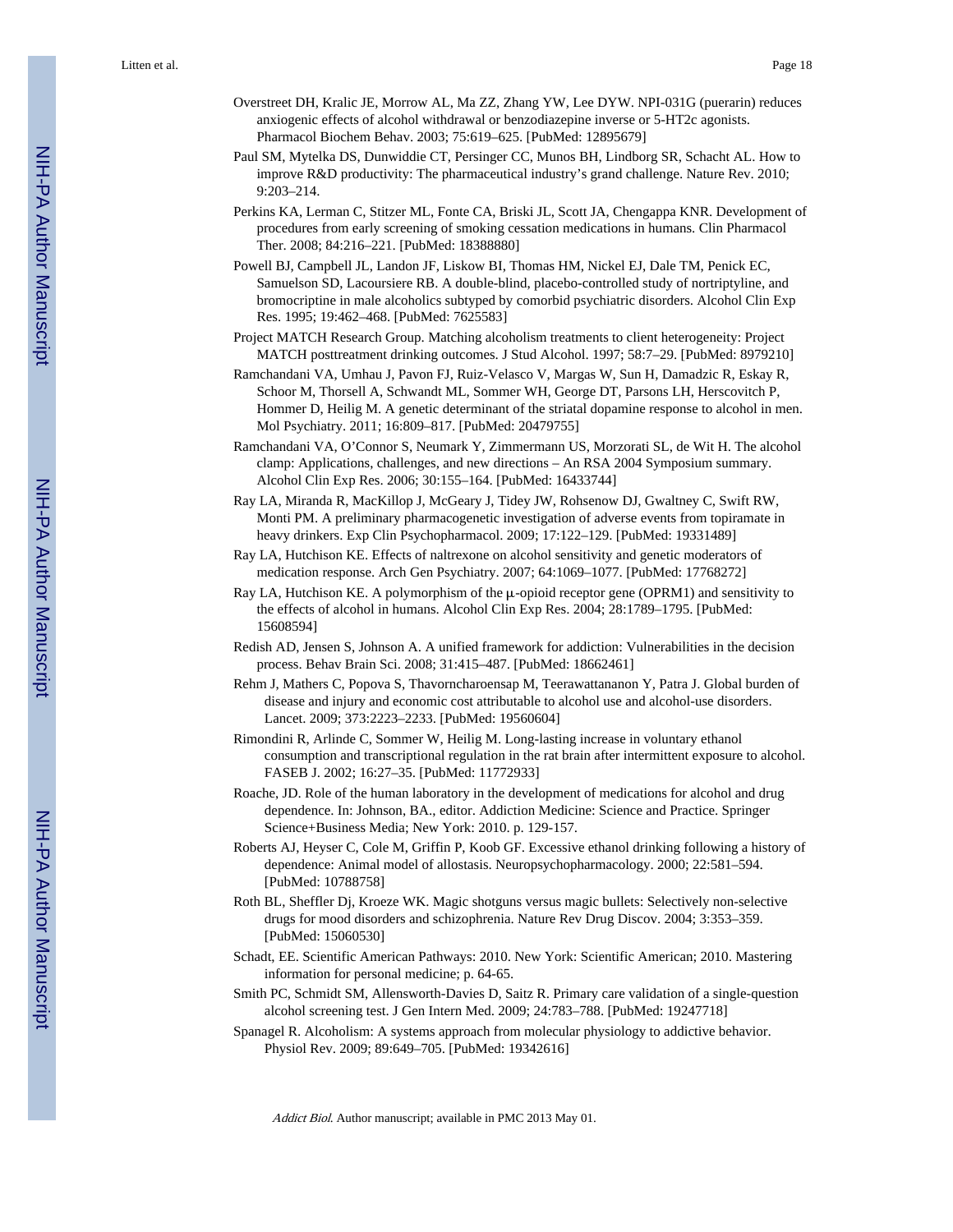Overstreet DH, Kralic JE, Morrow AL, Ma ZZ, Zhang YW, Lee DYW. NPI-031G (puerarin) reduces anxiogenic effects of alcohol withdrawal or benzodiazepine inverse or 5-HT2c agonists. Pharmacol Biochem Behav. 2003; 75:619–625. [PubMed: 12895679]

Paul SM, Mytelka DS, Dunwiddie CT, Persinger CC, Munos BH, Lindborg SR, Schacht AL. How to improve R&D productivity: The pharmaceutical industry's grand challenge. Nature Rev. 2010; 9:203–214.

Perkins KA, Lerman C, Stitzer ML, Fonte CA, Briski JL, Scott JA, Chengappa KNR. Development of procedures from early screening of smoking cessation medications in humans. Clin Pharmacol Ther. 2008; 84:216–221. [PubMed: 18388880]

Powell BJ, Campbell JL, Landon JF, Liskow BI, Thomas HM, Nickel EJ, Dale TM, Penick EC, Samuelson SD, Lacoursiere RB. A double-blind, placebo-controlled study of nortriptyline, and bromocriptine in male alcoholics subtyped by comorbid psychiatric disorders. Alcohol Clin Exp Res. 1995; 19:462–468. [PubMed: 7625583]

Project MATCH Research Group. Matching alcoholism treatments to client heterogeneity: Project MATCH posttreatment drinking outcomes. J Stud Alcohol. 1997; 58:7–29. [PubMed: 8979210]

Ramchandani VA, Umhau J, Pavon FJ, Ruiz-Velasco V, Margas W, Sun H, Damadzic R, Eskay R, Schoor M, Thorsell A, Schwandt ML, Sommer WH, George DT, Parsons LH, Herscovitch P, Hommer D, Heilig M. A genetic determinant of the striatal dopamine response to alcohol in men. Mol Psychiatry. 2011; 16:809–817. [PubMed: 20479755]

Ramchandani VA, O'Connor S, Neumark Y, Zimmermann US, Morzorati SL, de Wit H. The alcohol clamp: Applications, challenges, and new directions – An RSA 2004 Symposium summary. Alcohol Clin Exp Res. 2006; 30:155–164. [PubMed: 16433744]

Ray LA, Miranda R, MacKillop J, McGeary J, Tidey JW, Rohsenow DJ, Gwaltney C, Swift RW, Monti PM. A preliminary pharmacogenetic investigation of adverse events from topiramate in heavy drinkers. Exp Clin Psychopharmacol. 2009; 17:122–129. [PubMed: 19331489]

Ray LA, Hutchison KE. Effects of naltrexone on alcohol sensitivity and genetic moderators of medication response. Arch Gen Psychiatry. 2007; 64:1069–1077. [PubMed: 17768272]

Ray LA, Hutchison KE. A polymorphism of the μ-opioid receptor gene (OPRM1) and sensitivity to the effects of alcohol in humans. Alcohol Clin Exp Res. 2004; 28:1789–1795. [PubMed: 15608594]

Redish AD, Jensen S, Johnson A. A unified framework for addiction: Vulnerabilities in the decision process. Behav Brain Sci. 2008; 31:415–487. [PubMed: 18662461]

Rehm J, Mathers C, Popova S, Thavorncharoensap M, Teerawattananon Y, Patra J. Global burden of disease and injury and economic cost attributable to alcohol use and alcohol-use disorders. Lancet. 2009; 373:2223–2233. [PubMed: 19560604]

Rimondini R, Arlinde C, Sommer W, Heilig M. Long-lasting increase in voluntary ethanol consumption and transcriptional regulation in the rat brain after intermittent exposure to alcohol. FASEB J. 2002; 16:27–35. [PubMed: 11772933]

Roache, JD. Role of the human laboratory in the development of medications for alcohol and drug dependence. In: Johnson, BA., editor. Addiction Medicine: Science and Practice. Springer Science+Business Media; New York: 2010. p. 129-157.

Roberts AJ, Heyser C, Cole M, Griffin P, Koob GF. Excessive ethanol drinking following a history of dependence: Animal model of allostasis. Neuropsychopharmacology. 2000; 22:581–594. [PubMed: 10788758]

Roth BL, Sheffler Dj, Kroeze WK. Magic shotguns versus magic bullets: Selectively non-selective drugs for mood disorders and schizophrenia. Nature Rev Drug Discov. 2004; 3:353–359. [PubMed: 15060530]

Schadt, EE. Scientific American Pathways: 2010. New York: Scientific American; 2010. Mastering information for personal medicine; p. 64-65.

Smith PC, Schmidt SM, Allensworth-Davies D, Saitz R. Primary care validation of a single-question alcohol screening test. J Gen Intern Med. 2009; 24:783–788. [PubMed: 19247718]

Spanagel R. Alcoholism: A systems approach from molecular physiology to addictive behavior. Physiol Rev. 2009; 89:649–705. [PubMed: 19342616]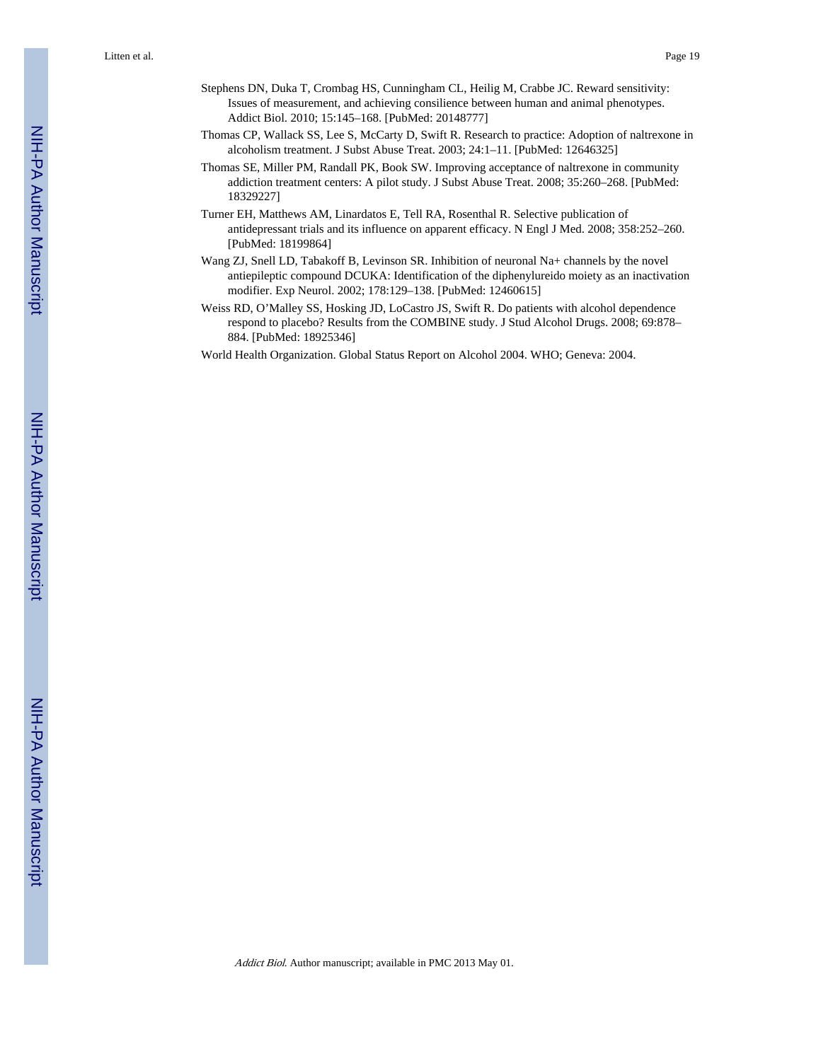Stephens DN, Duka T, Crombag HS, Cunningham CL, Heilig M, Crabbe JC. Reward sensitivity: Issues of measurement, and achieving consilience between human and animal phenotypes. Addict Biol. 2010; 15:145–168. [PubMed: 20148777]

Thomas CP, Wallack SS, Lee S, McCarty D, Swift R. Research to practice: Adoption of naltrexone in alcoholism treatment. J Subst Abuse Treat. 2003; 24:1–11. [PubMed: 12646325]

Thomas SE, Miller PM, Randall PK, Book SW. Improving acceptance of naltrexone in community addiction treatment centers: A pilot study. J Subst Abuse Treat. 2008; 35:260–268. [PubMed: 18329227]

Turner EH, Matthews AM, Linardatos E, Tell RA, Rosenthal R. Selective publication of antidepressant trials and its influence on apparent efficacy. N Engl J Med. 2008; 358:252–260. [PubMed: 18199864]

Wang ZJ, Snell LD, Tabakoff B, Levinson SR. Inhibition of neuronal Na+ channels by the novel antiepileptic compound DCUKA: Identification of the diphenylureido moiety as an inactivation modifier. Exp Neurol. 2002; 178:129–138. [PubMed: 12460615]

Weiss RD, O'Malley SS, Hosking JD, LoCastro JS, Swift R. Do patients with alcohol dependence respond to placebo? Results from the COMBINE study. J Stud Alcohol Drugs. 2008; 69:878–884. [PubMed: 18925346]

World Health Organization. Global Status Report on Alcohol 2004. WHO; Geneva: 2004.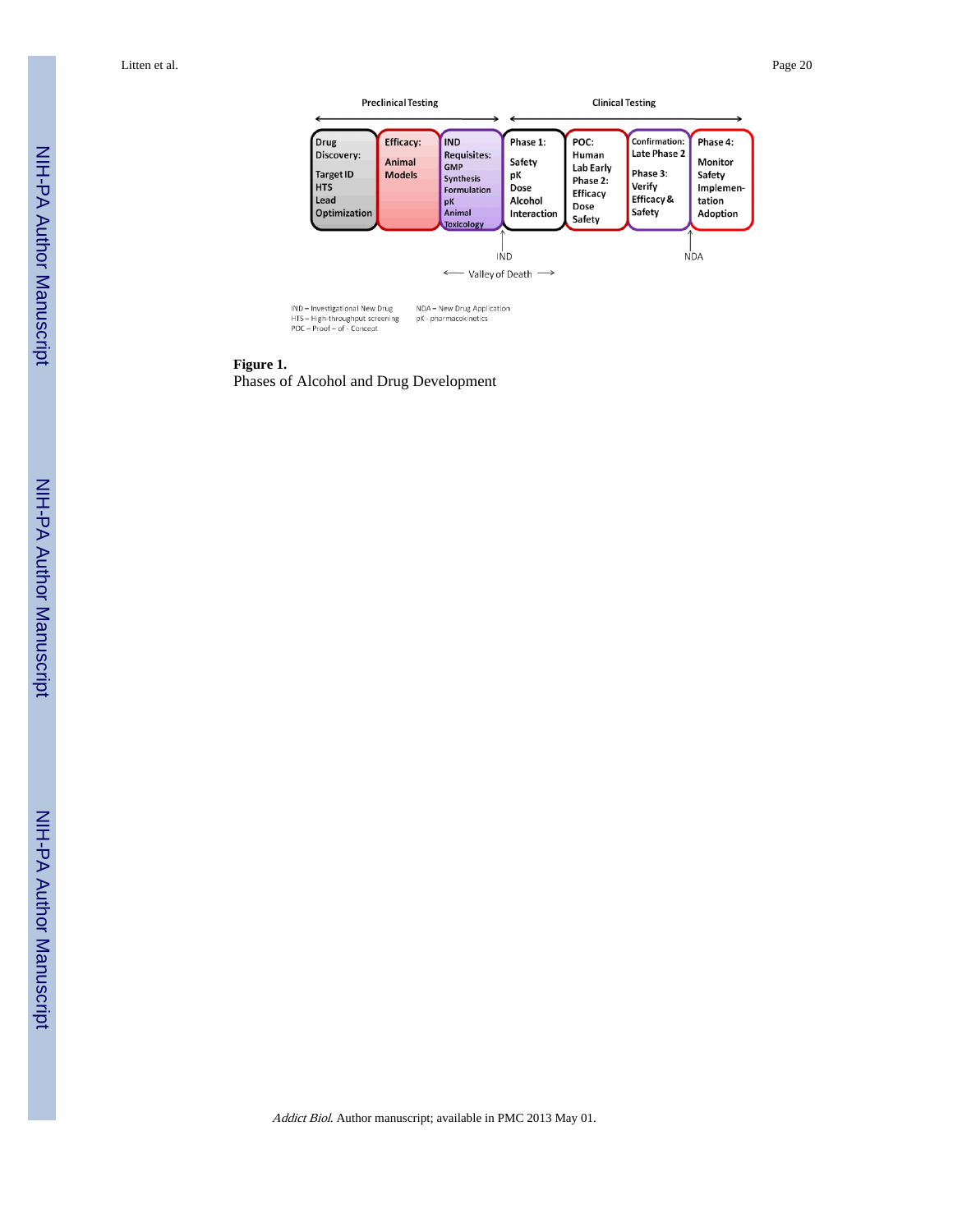Preclinical Testing ⟷ Clinical Testing

| Drug Discovery: Target ID HTS Lead Optimization | Efficacy: Animal Models | IND Requisites: GMP Synthesis Formulation pK Animal Toxicology | Phase 1: Safety pK Dose Alcohol Interaction | POC: Human Lab Early Phase 2: Efficacy Dose Safety | Confirmation: Late Phase 2 Phase 3: Verify Efficacy & Safety | Phase 4: Monitor Safety Implementation Adoption |
|---|---|---|---|---|---|---|

IND ↑ NDA ↑

⟵ Valley of Death ⟶

IND – Investigational New Drug
HTS – High-throughput screening
POC – Proof – of - Concept
NDA – New Drug Application
pK - pharmacokinetics

**Figure 1.**
Phases of Alcohol and Drug Development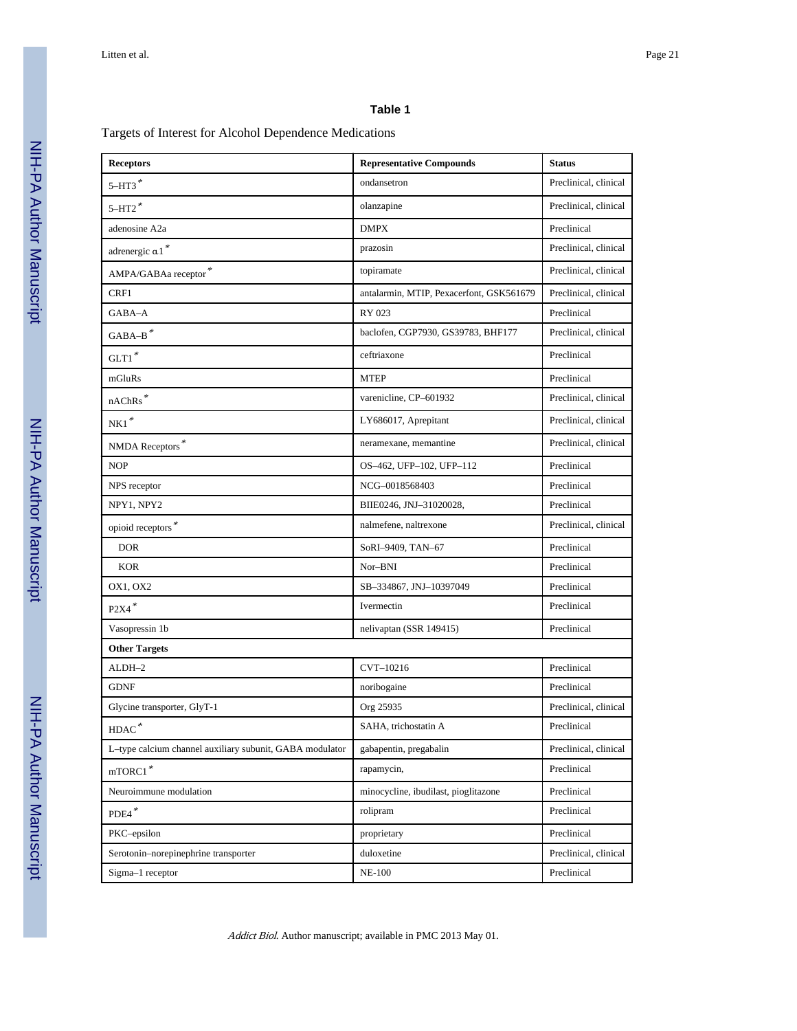**Table 1**

Targets of Interest for Alcohol Dependence Medications

| Receptors | Representative Compounds | Status |
|---|---|---|
| 5–HT3 * | ondansetron | Preclinical, clinical |
| 5–HT2 * | olanzapine | Preclinical, clinical |
| adenosine A2a | DMPX | Preclinical |
| adrenergic α1 * | prazosin | Preclinical, clinical |
| AMPA/GABAa receptor * | topiramate | Preclinical, clinical |
| CRF1 | antalarmin, MTIP, Pexacerfont, GSK561679 | Preclinical, clinical |
| GABA–A | RY 023 | Preclinical |
| GABA–B * | baclofen, CGP7930, GS39783, BHF177 | Preclinical, clinical |
| GLT1 * | ceftriaxone | Preclinical |
| mGluRs | MTEP | Preclinical |
| nAChRs * | varenicline, CP–601932 | Preclinical, clinical |
| NK1 * | LY686017, Aprepitant | Preclinical, clinical |
| NMDA Receptors * | neramexane, memantine | Preclinical, clinical |
| NOP | OS–462, UFP–102, UFP–112 | Preclinical |
| NPS receptor | NCG–0018568403 | Preclinical |
| NPY1, NPY2 | BIIE0246, JNJ–31020028, | Preclinical |
| opioid receptors * | nalmefene, naltrexone | Preclinical, clinical |
| DOR | SoRI–9409, TAN–67 | Preclinical |
| KOR | Nor–BNI | Preclinical |
| OX1, OX2 | SB–334867, JNJ–10397049 | Preclinical |
| P2X4 * | Ivermectin | Preclinical |
| Vasopressin 1b | nelivaptan (SSR 149415) | Preclinical |
| **Other Targets** | | |
| ALDH–2 | CVT–10216 | Preclinical |
| GDNF | noribogaine | Preclinical |
| Glycine transporter, GlyT-1 | Org 25935 | Preclinical, clinical |
| HDAC * | SAHA, trichostatin A | Preclinical |
| L–type calcium channel auxiliary subunit, GABA modulator | gabapentin, pregabalin | Preclinical, clinical |
| mTORC1 * | rapamycin, | Preclinical |
| Neuroimmune modulation | minocycline, ibudilast, pioglitazone | Preclinical |
| PDE4 * | rolipram | Preclinical |
| PKC–epsilon | proprietary | Preclinical |
| Serotonin–norepinephrine transporter | duloxetine | Preclinical, clinical |
| Sigma–1 receptor | NE-100 | Preclinical |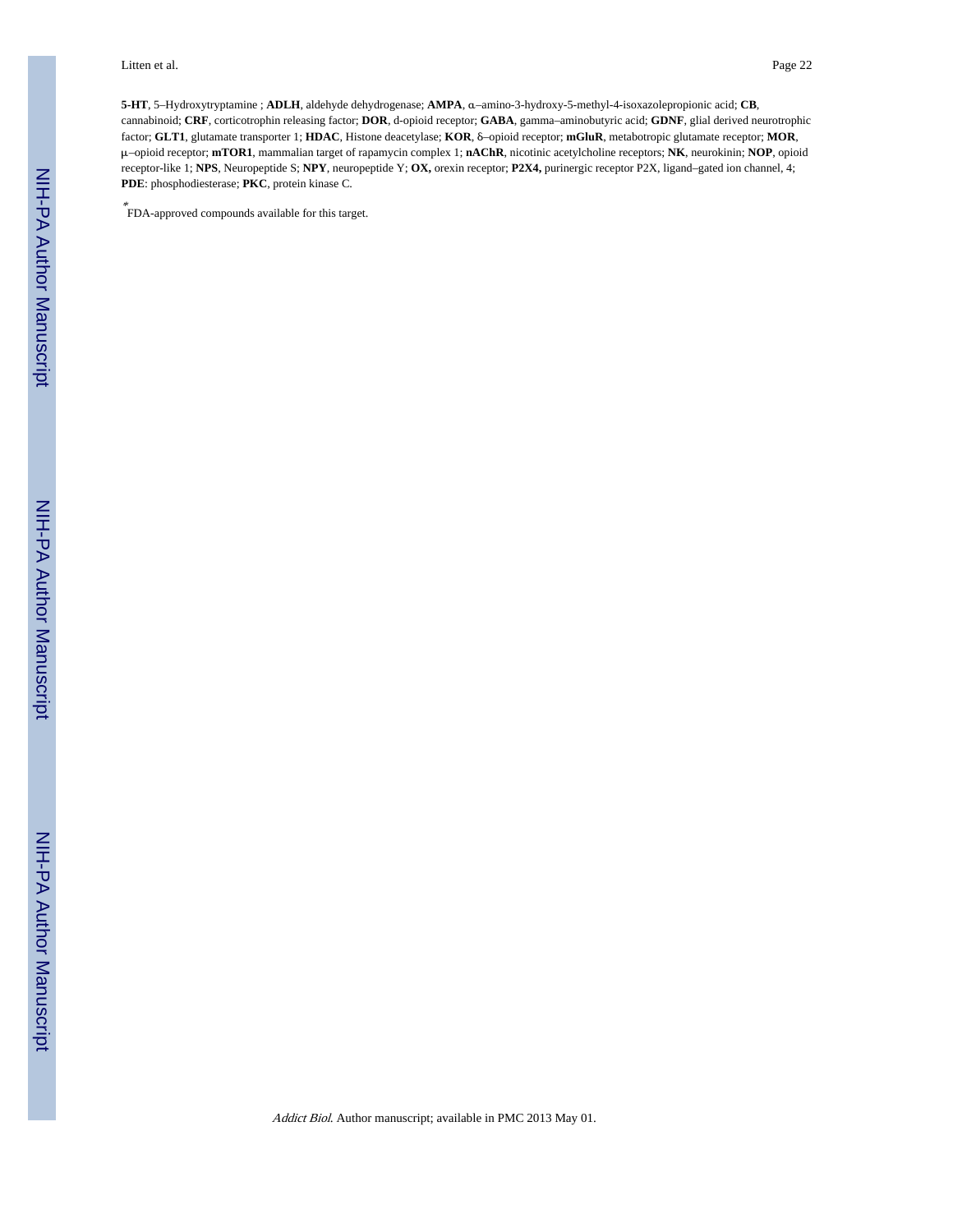**5-HT**, 5–Hydroxytryptamine ; **ADLH**, aldehyde dehydrogenase; **AMPA**, α–amino-3-hydroxy-5-methyl-4-isoxazolepropionic acid; **CB**, cannabinoid; **CRF**, corticotrophin releasing factor; **DOR**, d-opioid receptor; **GABA**, gamma–aminobutyric acid; **GDNF**, glial derived neurotrophic factor; **GLT1**, glutamate transporter 1; **HDAC**, Histone deacetylase; **KOR**, δ–opioid receptor; **mGluR**, metabotropic glutamate receptor; **MOR**, μ–opioid receptor; **mTOR1**, mammalian target of rapamycin complex 1; **nAChR**, nicotinic acetylcholine receptors; **NK**, neurokinin; **NOP**, opioid receptor-like 1; **NPS**, Neuropeptide S; **NPY**, neuropeptide Y; **OX,** orexin receptor; **P2X4,** purinergic receptor P2X, ligand–gated ion channel, 4; **PDE**: phosphodiesterase; **PKC**, protein kinase C.

* FDA-approved compounds available for this target.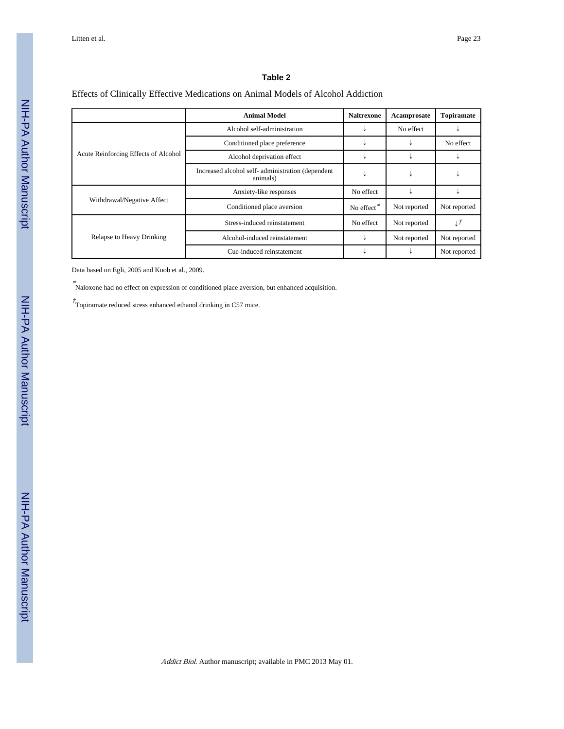**Table 2**

Effects of Clinically Effective Medications on Animal Models of Alcohol Addiction

| | Animal Model | Naltrexone | Acamprosate | Topiramate |
|---|---|---|---|---|
| Acute Reinforcing Effects of Alcohol | Alcohol self-administration | ↓ | No effect | ↓ |
| | Conditioned place preference | ↓ | ↓ | No effect |
| | Alcohol deprivation effect | ↓ | ↓ | ↓ |
| | Increased alcohol self- administration (dependent animals) | ↓ | ↓ | ↓ |
| Withdrawal/Negative Affect | Anxiety-like responses | No effect | ↓ | ↓ |
| | Conditioned place aversion | No effect* | Not reported | Not reported |
| Relapse to Heavy Drinking | Stress-induced reinstatement | No effect | Not reported | ↓† |
| | Alcohol-induced reinstatement | ↓ | Not reported | Not reported |
| | Cue-induced reinstatement | ↓ | ↓ | Not reported |

Data based on Egli, 2005 and Koob et al., 2009.

*Naloxone had no effect on expression of conditioned place aversion, but enhanced acquisition.

†Topiramate reduced stress enhanced ethanol drinking in C57 mice.